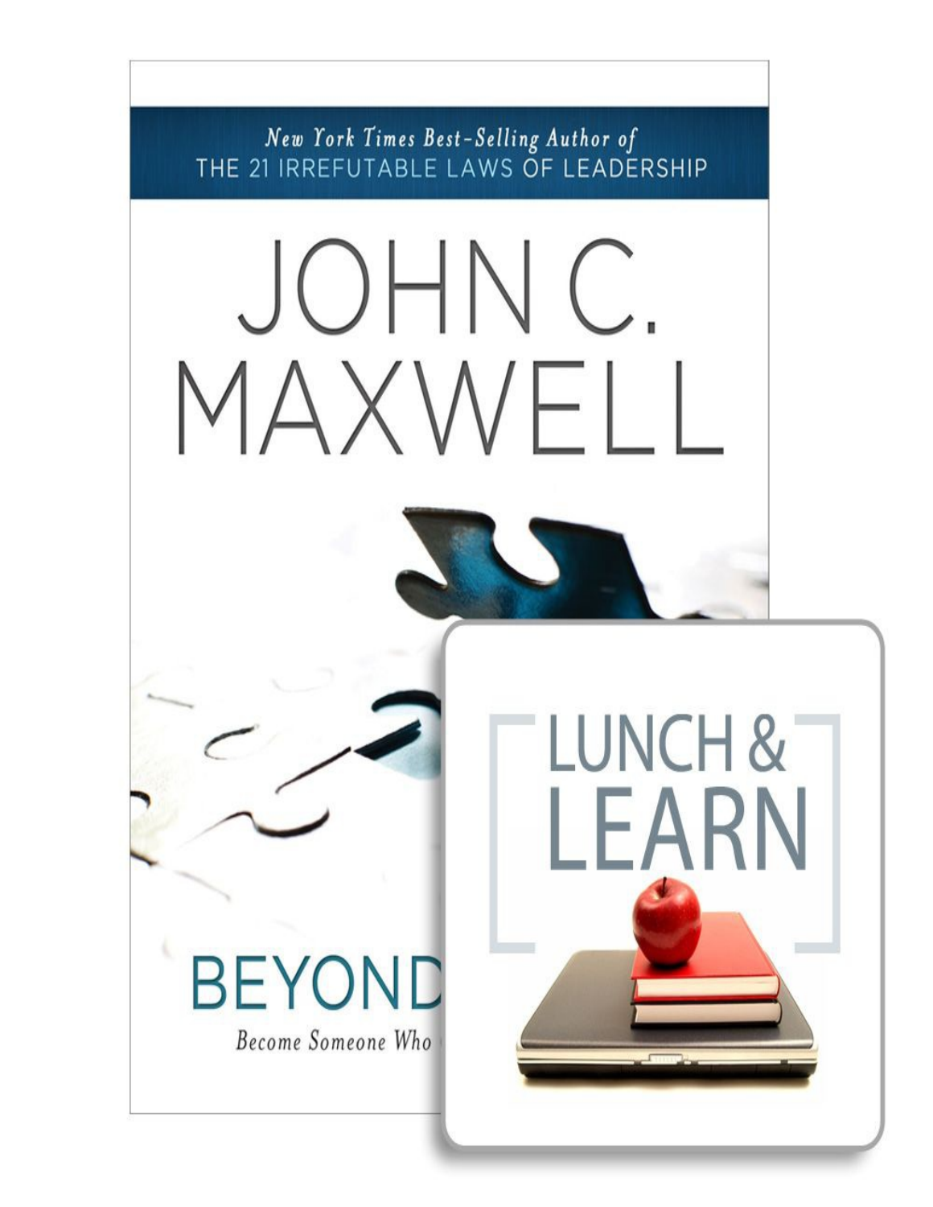*New York Times Best-Selling Author of*
THE 21 IRREFUTABLE LAWS OF LEADERSHIP

# JOHN C. MAXWELL

# BEYOND

*Become Someone Who*

# LUNCH & LEARN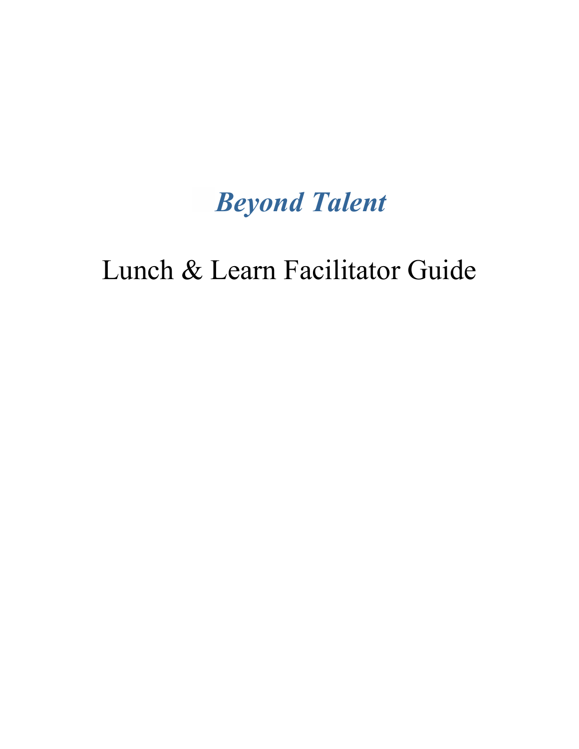# *Beyond Talent*

## Lunch & Learn Facilitator Guide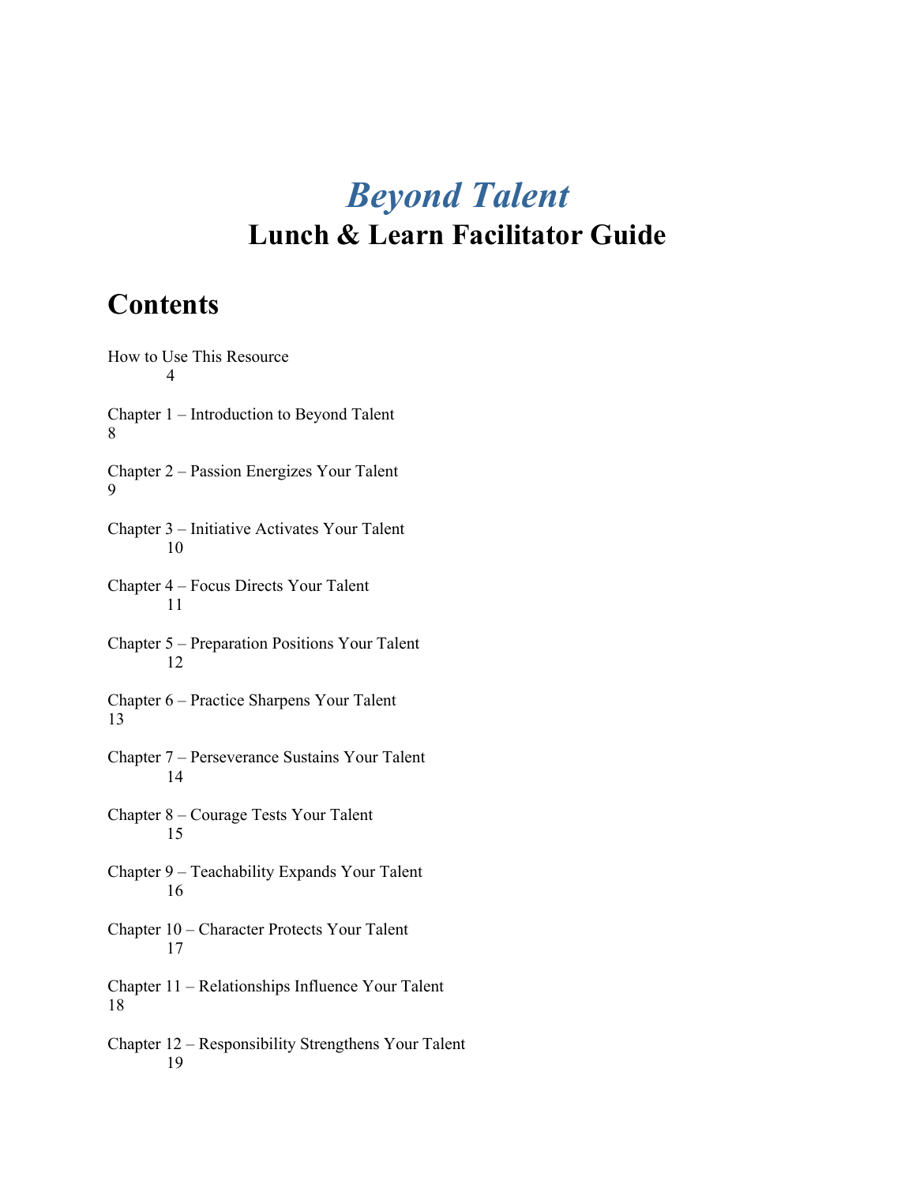# *Beyond Talent*

## Lunch & Learn Facilitator Guide

# Contents

How to Use This Resource
4

Chapter 1 – Introduction to Beyond Talent
8

Chapter 2 – Passion Energizes Your Talent
9

Chapter 3 – Initiative Activates Your Talent
10

Chapter 4 – Focus Directs Your Talent
11

Chapter 5 – Preparation Positions Your Talent
12

Chapter 6 – Practice Sharpens Your Talent
13

Chapter 7 – Perseverance Sustains Your Talent
14

Chapter 8 – Courage Tests Your Talent
15

Chapter 9 – Teachability Expands Your Talent
16

Chapter 10 – Character Protects Your Talent
17

Chapter 11 – Relationships Influence Your Talent
18

Chapter 12 – Responsibility Strengthens Your Talent
19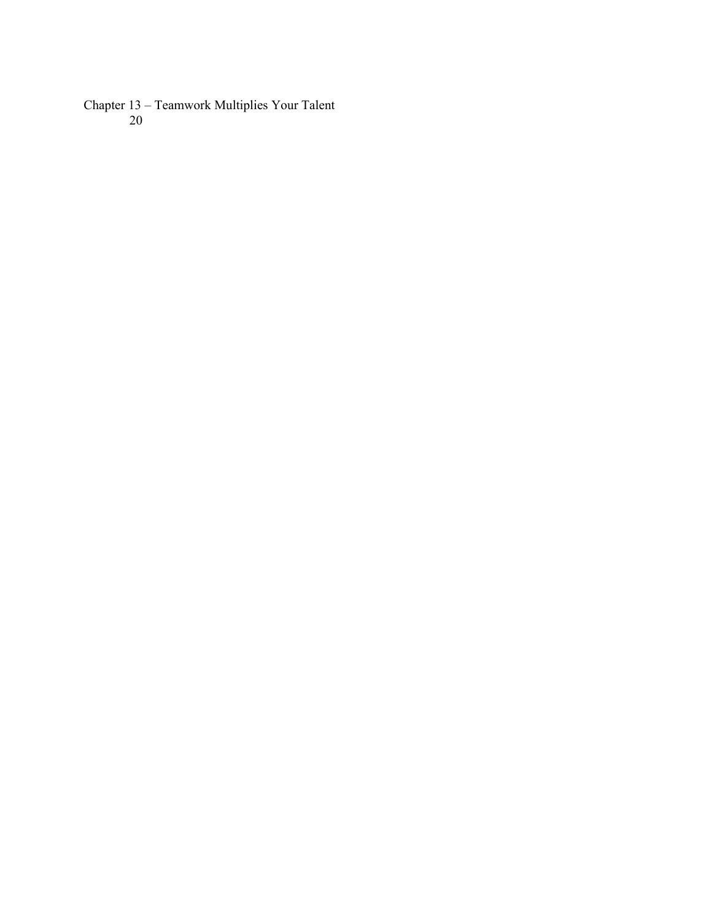Chapter 13 – Teamwork Multiplies Your Talent
20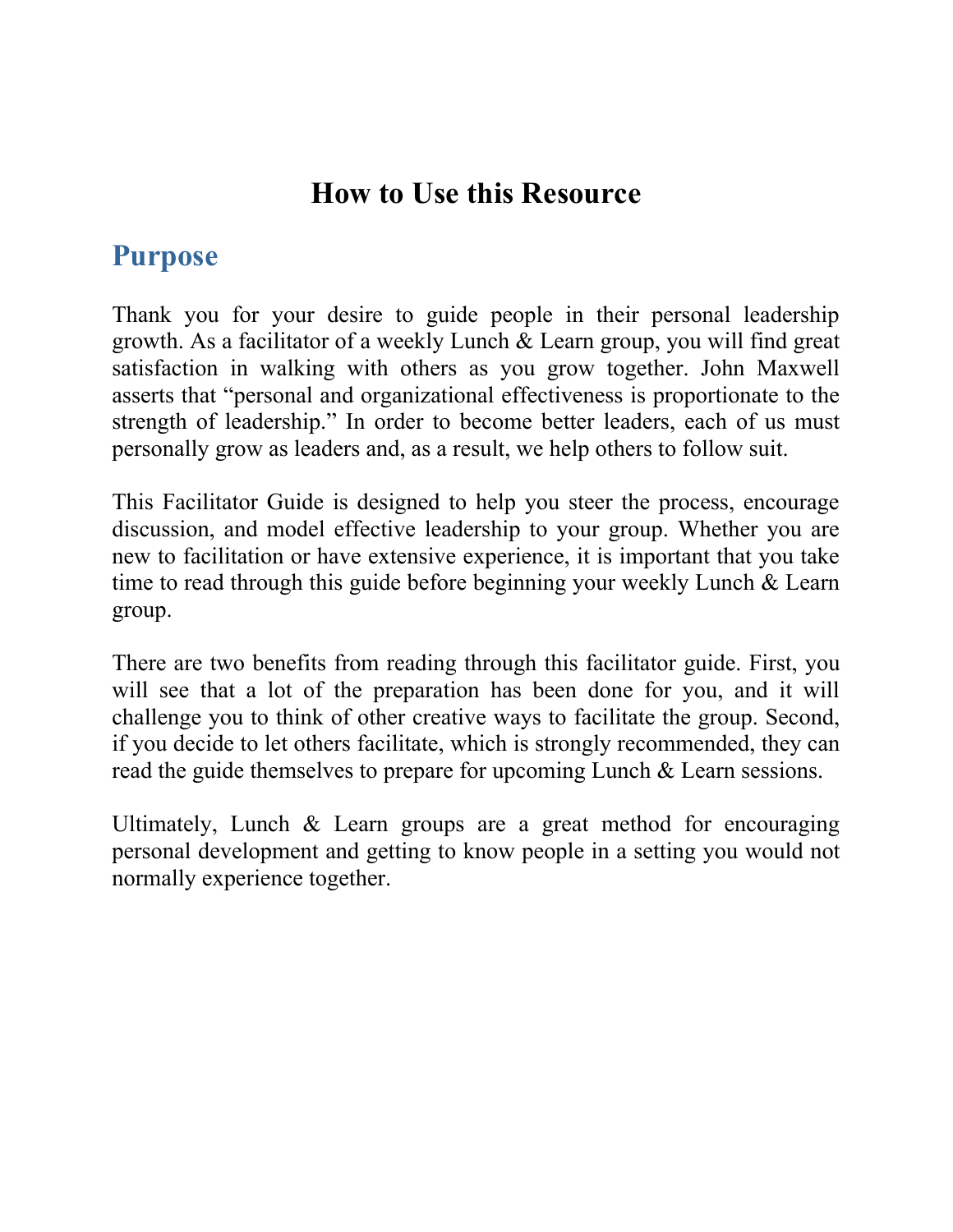# How to Use this Resource

## Purpose

Thank you for your desire to guide people in their personal leadership growth. As a facilitator of a weekly Lunch & Learn group, you will find great satisfaction in walking with others as you grow together. John Maxwell asserts that "personal and organizational effectiveness is proportionate to the strength of leadership." In order to become better leaders, each of us must personally grow as leaders and, as a result, we help others to follow suit.

This Facilitator Guide is designed to help you steer the process, encourage discussion, and model effective leadership to your group. Whether you are new to facilitation or have extensive experience, it is important that you take time to read through this guide before beginning your weekly Lunch & Learn group.

There are two benefits from reading through this facilitator guide. First, you will see that a lot of the preparation has been done for you, and it will challenge you to think of other creative ways to facilitate the group. Second, if you decide to let others facilitate, which is strongly recommended, they can read the guide themselves to prepare for upcoming Lunch & Learn sessions.

Ultimately, Lunch & Learn groups are a great method for encouraging personal development and getting to know people in a setting you would not normally experience together.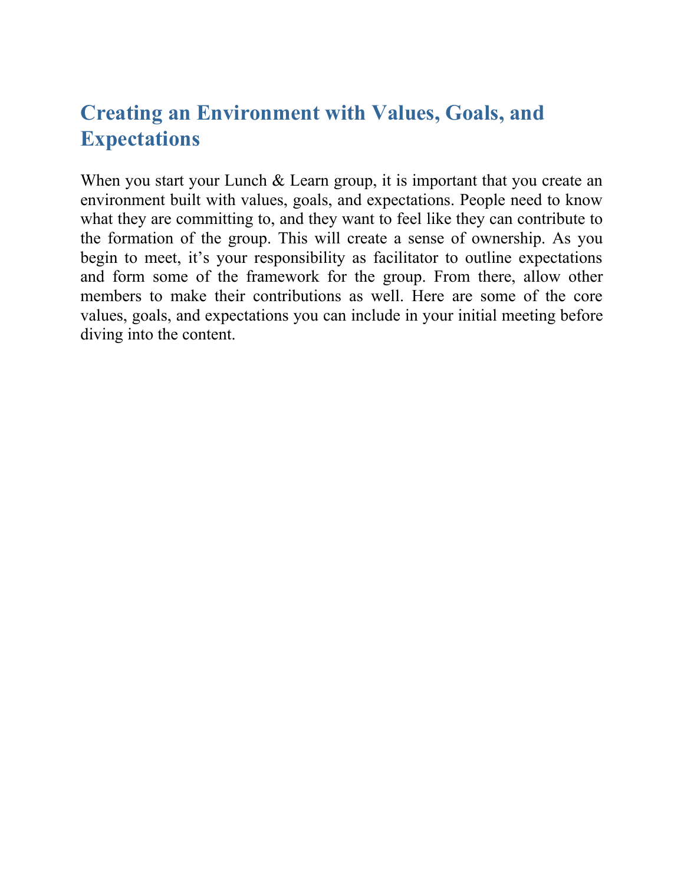## Creating an Environment with Values, Goals, and Expectations

When you start your Lunch & Learn group, it is important that you create an environment built with values, goals, and expectations. People need to know what they are committing to, and they want to feel like they can contribute to the formation of the group. This will create a sense of ownership. As you begin to meet, it's your responsibility as facilitator to outline expectations and form some of the framework for the group. From there, allow other members to make their contributions as well. Here are some of the core values, goals, and expectations you can include in your initial meeting before diving into the content.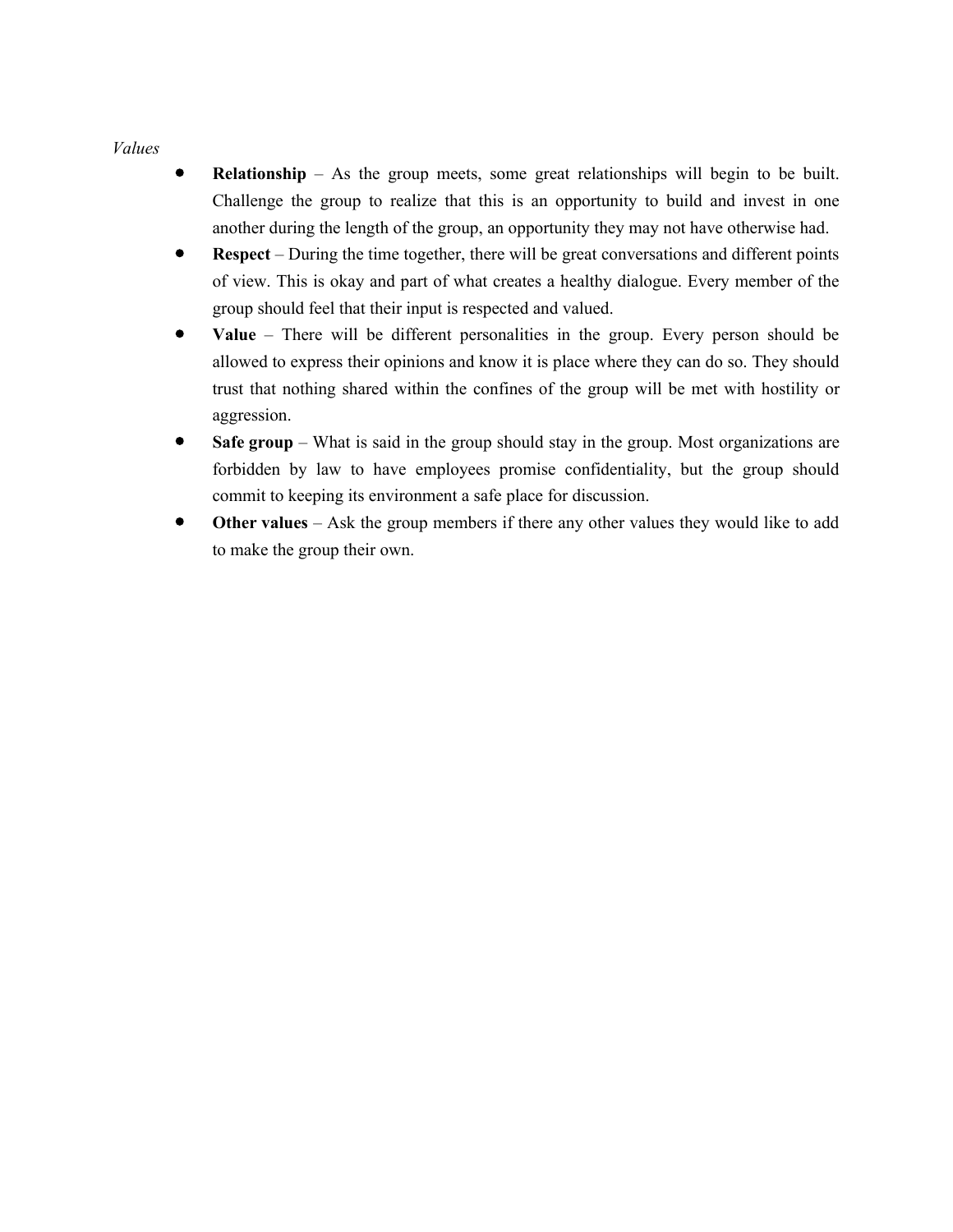*Values*

- **Relationship** – As the group meets, some great relationships will begin to be built. Challenge the group to realize that this is an opportunity to build and invest in one another during the length of the group, an opportunity they may not have otherwise had.
- **Respect** – During the time together, there will be great conversations and different points of view. This is okay and part of what creates a healthy dialogue. Every member of the group should feel that their input is respected and valued.
- **Value** – There will be different personalities in the group. Every person should be allowed to express their opinions and know it is place where they can do so. They should trust that nothing shared within the confines of the group will be met with hostility or aggression.
- **Safe group** – What is said in the group should stay in the group. Most organizations are forbidden by law to have employees promise confidentiality, but the group should commit to keeping its environment a safe place for discussion.
- **Other values** – Ask the group members if there any other values they would like to add to make the group their own.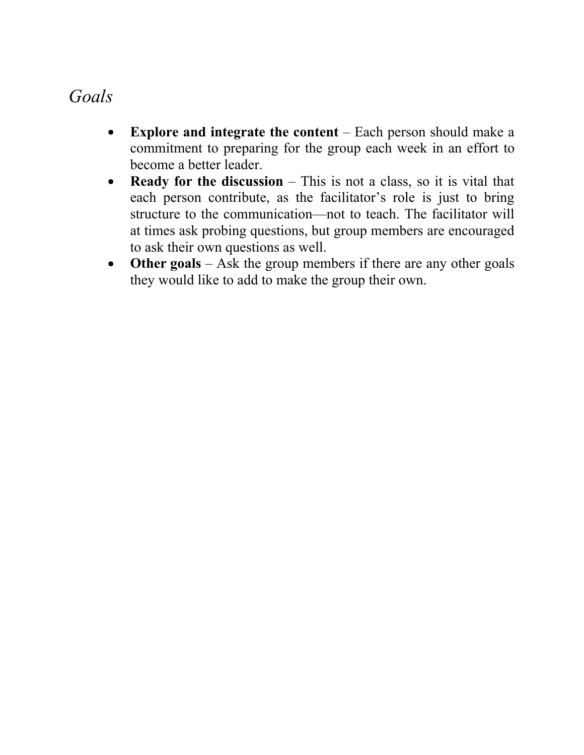## *Goals*

- **Explore and integrate the content** – Each person should make a commitment to preparing for the group each week in an effort to become a better leader.
- **Ready for the discussion** – This is not a class, so it is vital that each person contribute, as the facilitator's role is just to bring structure to the communication—not to teach. The facilitator will at times ask probing questions, but group members are encouraged to ask their own questions as well.
- **Other goals** – Ask the group members if there are any other goals they would like to add to make the group their own.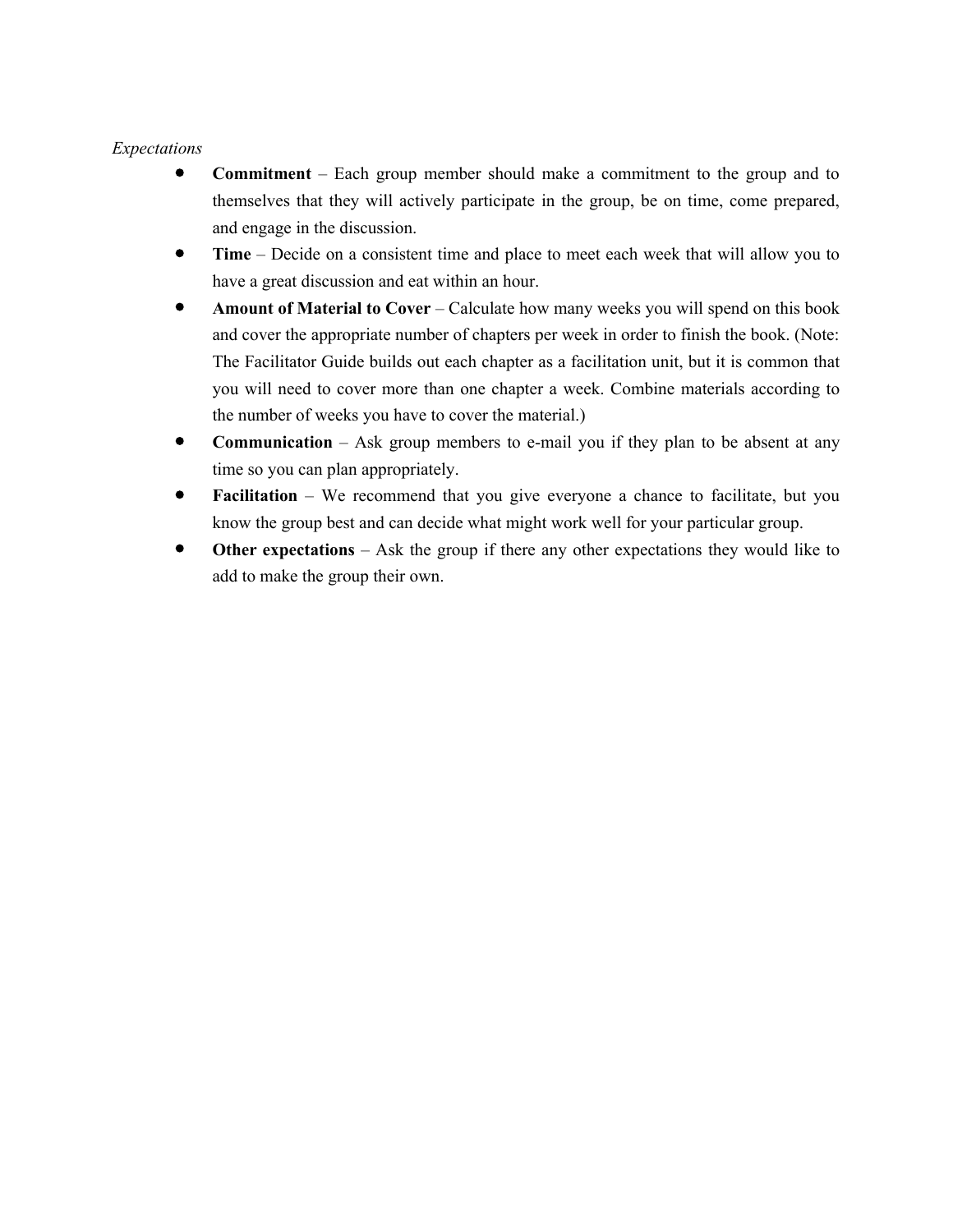*Expectations*

- **Commitment** – Each group member should make a commitment to the group and to themselves that they will actively participate in the group, be on time, come prepared, and engage in the discussion.
- **Time** – Decide on a consistent time and place to meet each week that will allow you to have a great discussion and eat within an hour.
- **Amount of Material to Cover** – Calculate how many weeks you will spend on this book and cover the appropriate number of chapters per week in order to finish the book. (Note: The Facilitator Guide builds out each chapter as a facilitation unit, but it is common that you will need to cover more than one chapter a week. Combine materials according to the number of weeks you have to cover the material.)
- **Communication** – Ask group members to e-mail you if they plan to be absent at any time so you can plan appropriately.
- **Facilitation** – We recommend that you give everyone a chance to facilitate, but you know the group best and can decide what might work well for your particular group.
- **Other expectations** – Ask the group if there any other expectations they would like to add to make the group their own.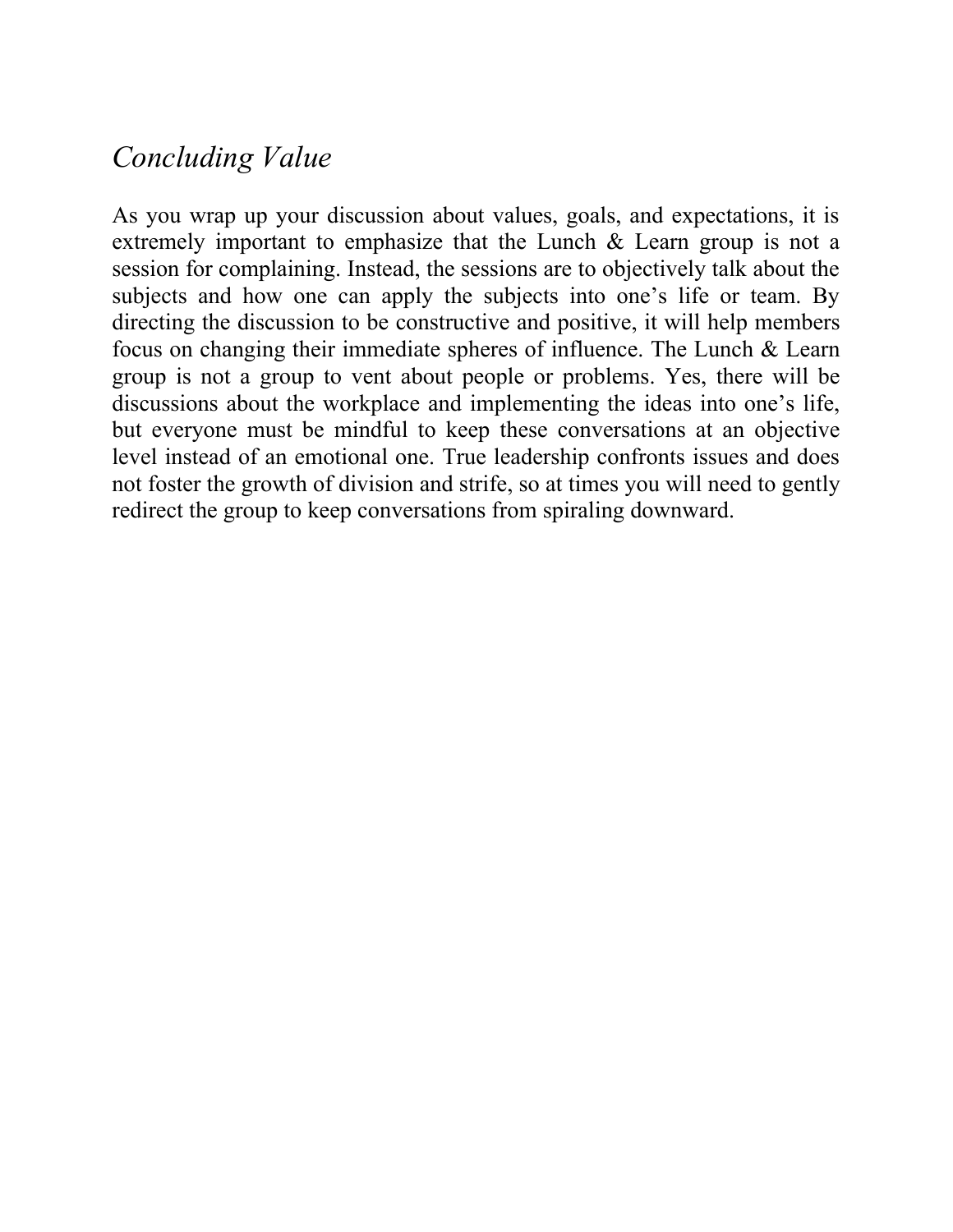## *Concluding Value*

As you wrap up your discussion about values, goals, and expectations, it is extremely important to emphasize that the Lunch & Learn group is not a session for complaining. Instead, the sessions are to objectively talk about the subjects and how one can apply the subjects into one's life or team. By directing the discussion to be constructive and positive, it will help members focus on changing their immediate spheres of influence. The Lunch & Learn group is not a group to vent about people or problems. Yes, there will be discussions about the workplace and implementing the ideas into one's life, but everyone must be mindful to keep these conversations at an objective level instead of an emotional one. True leadership confronts issues and does not foster the growth of division and strife, so at times you will need to gently redirect the group to keep conversations from spiraling downward.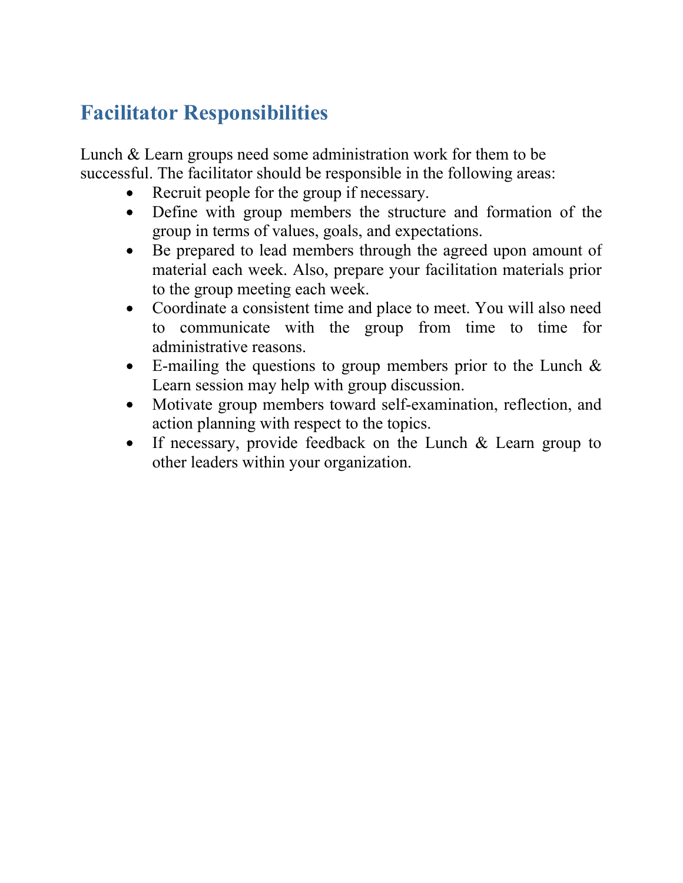## Facilitator Responsibilities

Lunch & Learn groups need some administration work for them to be successful. The facilitator should be responsible in the following areas:

- Recruit people for the group if necessary.
- Define with group members the structure and formation of the group in terms of values, goals, and expectations.
- Be prepared to lead members through the agreed upon amount of material each week. Also, prepare your facilitation materials prior to the group meeting each week.
- Coordinate a consistent time and place to meet. You will also need to communicate with the group from time to time for administrative reasons.
- E-mailing the questions to group members prior to the Lunch & Learn session may help with group discussion.
- Motivate group members toward self-examination, reflection, and action planning with respect to the topics.
- If necessary, provide feedback on the Lunch & Learn group to other leaders within your organization.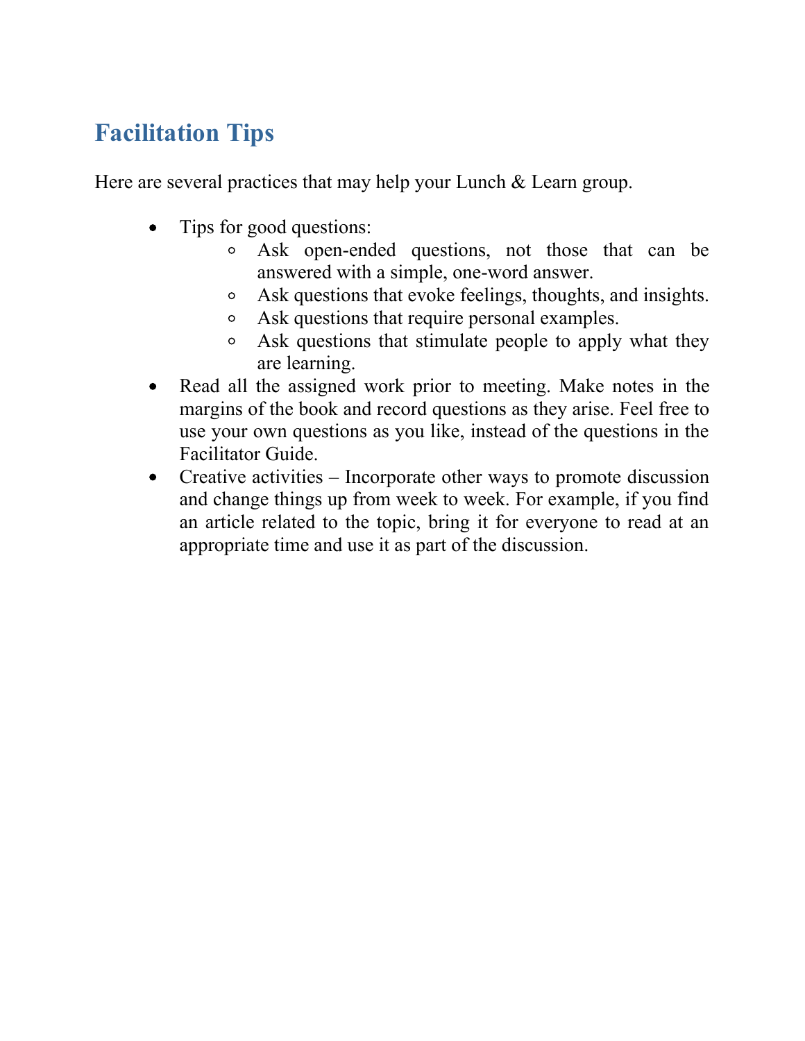## Facilitation Tips

Here are several practices that may help your Lunch & Learn group.

- Tips for good questions:
    - Ask open-ended questions, not those that can be answered with a simple, one-word answer.
    - Ask questions that evoke feelings, thoughts, and insights.
    - Ask questions that require personal examples.
    - Ask questions that stimulate people to apply what they are learning.
- Read all the assigned work prior to meeting. Make notes in the margins of the book and record questions as they arise. Feel free to use your own questions as you like, instead of the questions in the Facilitator Guide.
- Creative activities – Incorporate other ways to promote discussion and change things up from week to week. For example, if you find an article related to the topic, bring it for everyone to read at an appropriate time and use it as part of the discussion.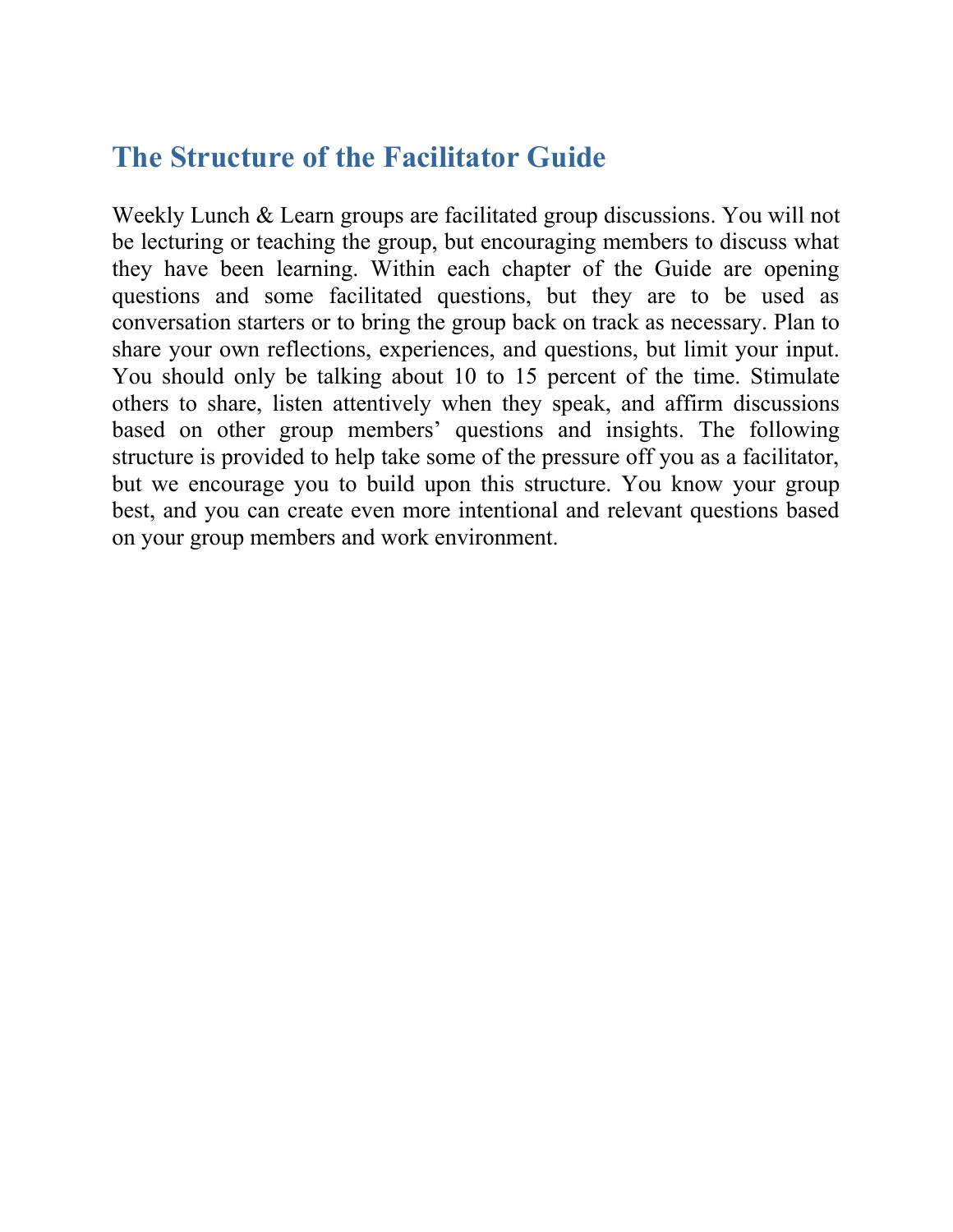## The Structure of the Facilitator Guide

Weekly Lunch & Learn groups are facilitated group discussions. You will not be lecturing or teaching the group, but encouraging members to discuss what they have been learning. Within each chapter of the Guide are opening questions and some facilitated questions, but they are to be used as conversation starters or to bring the group back on track as necessary. Plan to share your own reflections, experiences, and questions, but limit your input. You should only be talking about 10 to 15 percent of the time. Stimulate others to share, listen attentively when they speak, and affirm discussions based on other group members' questions and insights. The following structure is provided to help take some of the pressure off you as a facilitator, but we encourage you to build upon this structure. You know your group best, and you can create even more intentional and relevant questions based on your group members and work environment.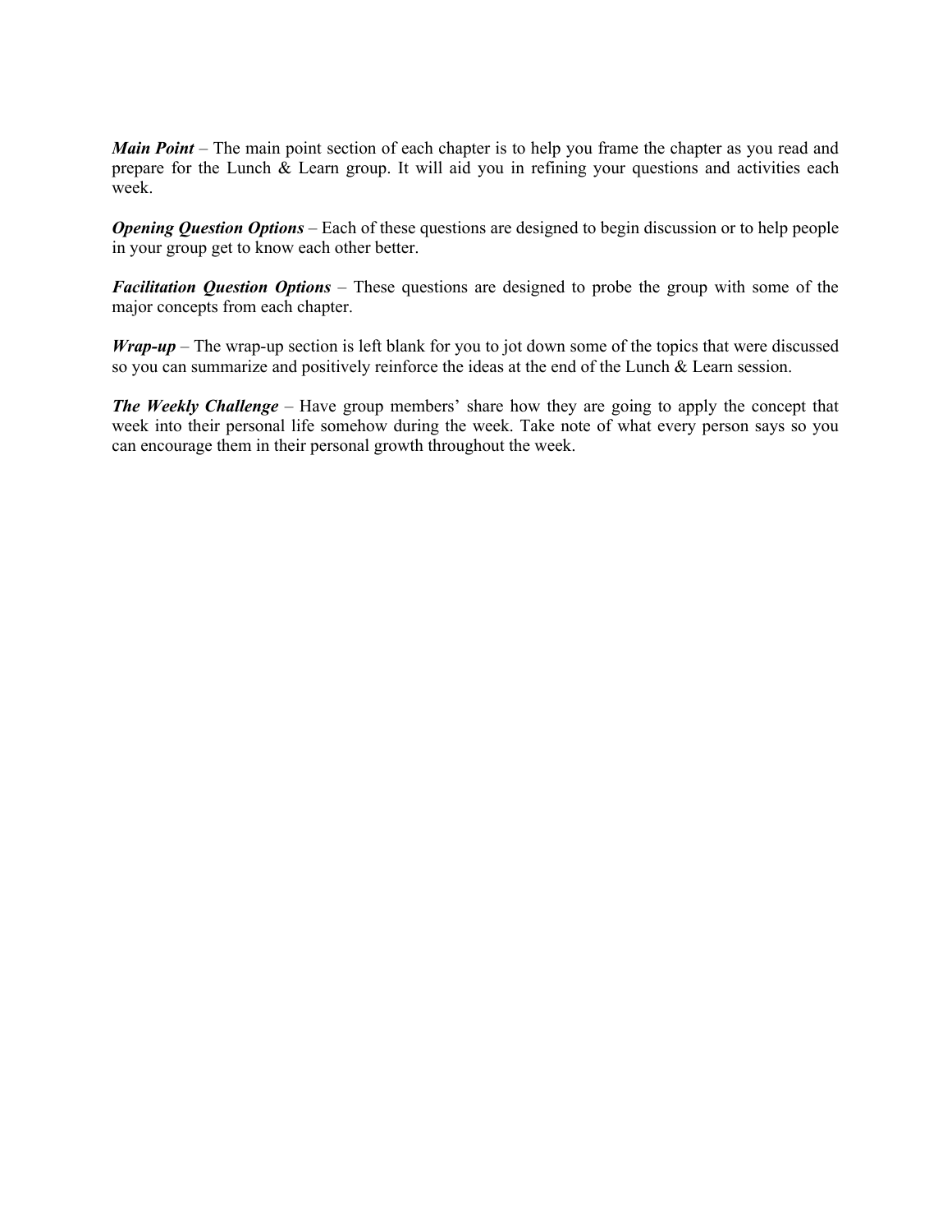***Main Point*** – The main point section of each chapter is to help you frame the chapter as you read and prepare for the Lunch & Learn group. It will aid you in refining your questions and activities each week.

***Opening Question Options*** – Each of these questions are designed to begin discussion or to help people in your group get to know each other better.

***Facilitation Question Options*** – These questions are designed to probe the group with some of the major concepts from each chapter.

***Wrap-up*** – The wrap-up section is left blank for you to jot down some of the topics that were discussed so you can summarize and positively reinforce the ideas at the end of the Lunch & Learn session.

***The Weekly Challenge*** – Have group members' share how they are going to apply the concept that week into their personal life somehow during the week. Take note of what every person says so you can encourage them in their personal growth throughout the week.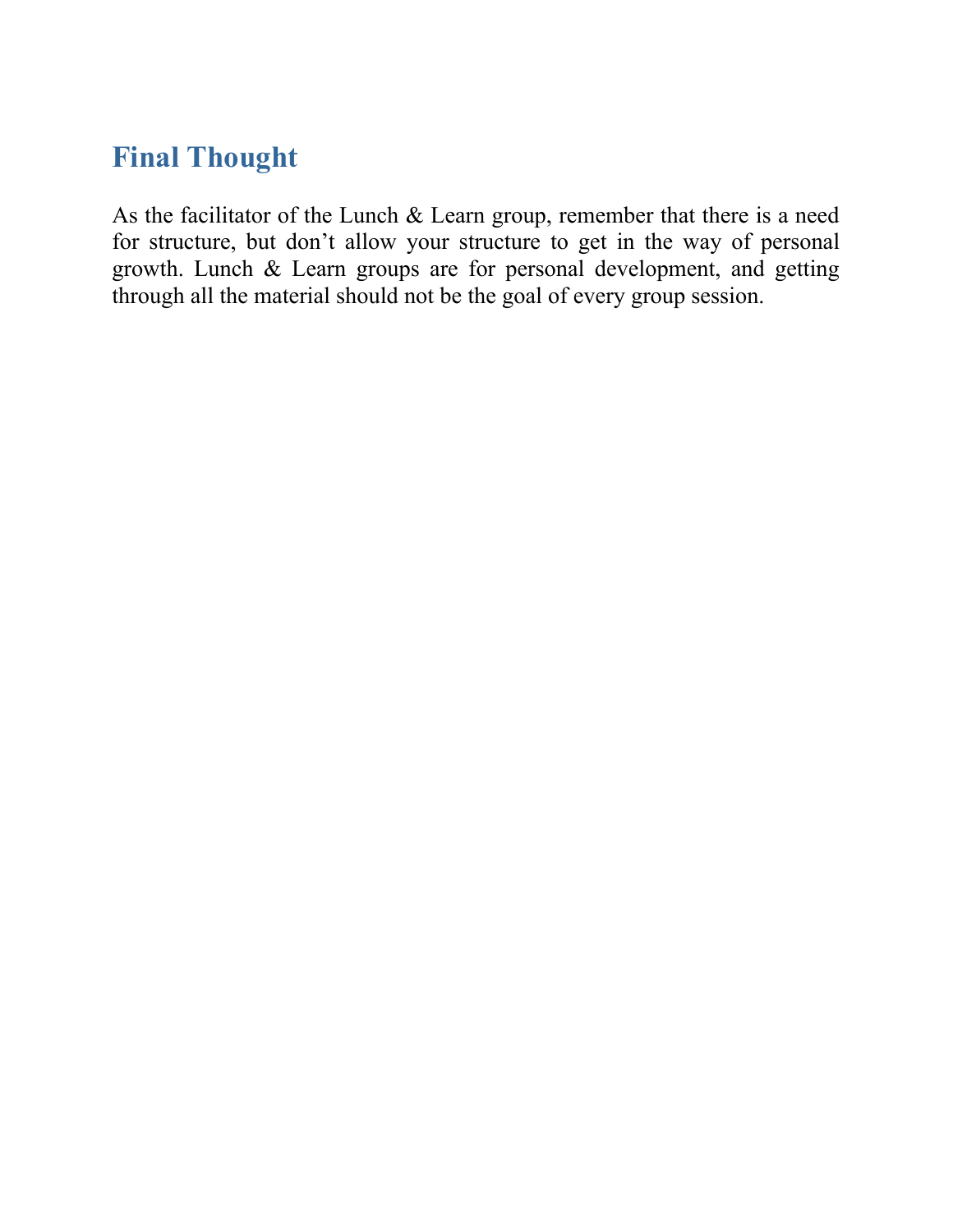## Final Thought

As the facilitator of the Lunch & Learn group, remember that there is a need for structure, but don't allow your structure to get in the way of personal growth. Lunch & Learn groups are for personal development, and getting through all the material should not be the goal of every group session.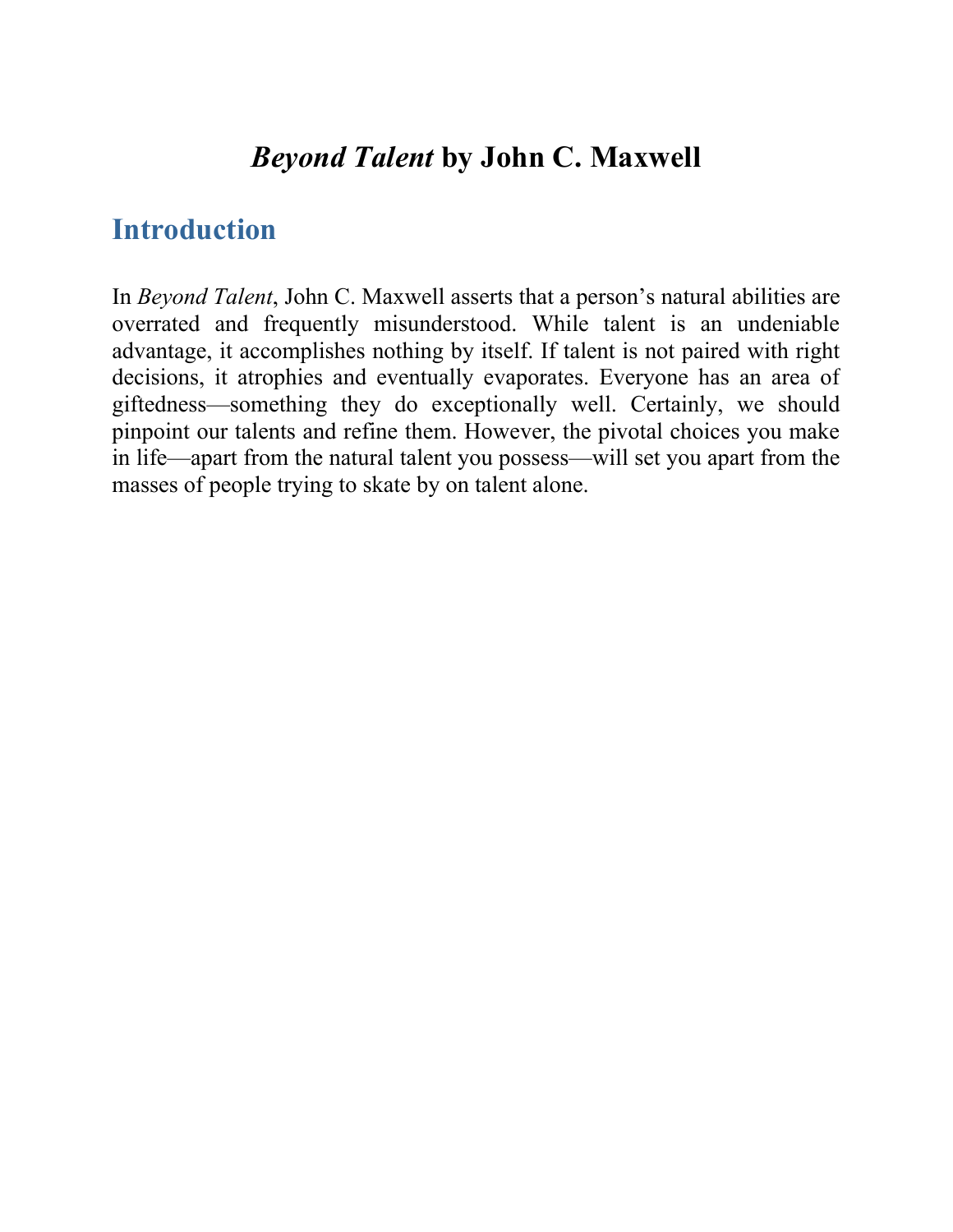# *Beyond Talent* by John C. Maxwell

## Introduction

In *Beyond Talent*, John C. Maxwell asserts that a person's natural abilities are overrated and frequently misunderstood. While talent is an undeniable advantage, it accomplishes nothing by itself. If talent is not paired with right decisions, it atrophies and eventually evaporates. Everyone has an area of giftedness—something they do exceptionally well. Certainly, we should pinpoint our talents and refine them. However, the pivotal choices you make in life—apart from the natural talent you possess—will set you apart from the masses of people trying to skate by on talent alone.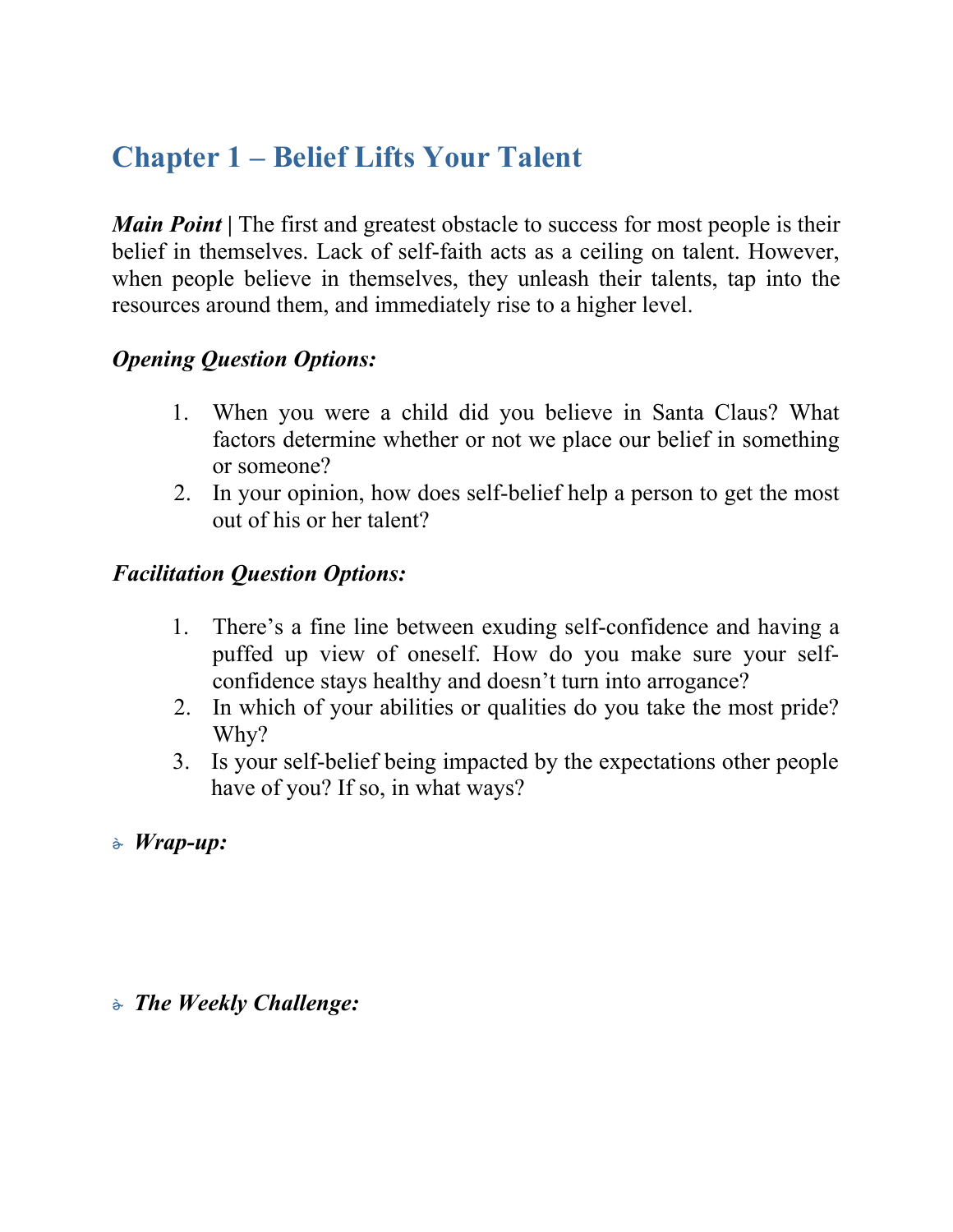# Chapter 1 – Belief Lifts Your Talent

***Main Point* |** The first and greatest obstacle to success for most people is their belief in themselves. Lack of self-faith acts as a ceiling on talent. However, when people believe in themselves, they unleash their talents, tap into the resources around them, and immediately rise to a higher level.

***Opening Question Options:***

1. When you were a child did you believe in Santa Claus? What factors determine whether or not we place our belief in something or someone?
2. In your opinion, how does self-belief help a person to get the most out of his or her talent?

***Facilitation Question Options:***

1. There's a fine line between exuding self-confidence and having a puffed up view of oneself. How do you make sure your self-confidence stays healthy and doesn't turn into arrogance?
2. In which of your abilities or qualities do you take the most pride? Why?
3. Is your self-belief being impacted by the expectations other people have of you? If so, in what ways?

- ***Wrap-up:***

- ***The Weekly Challenge:***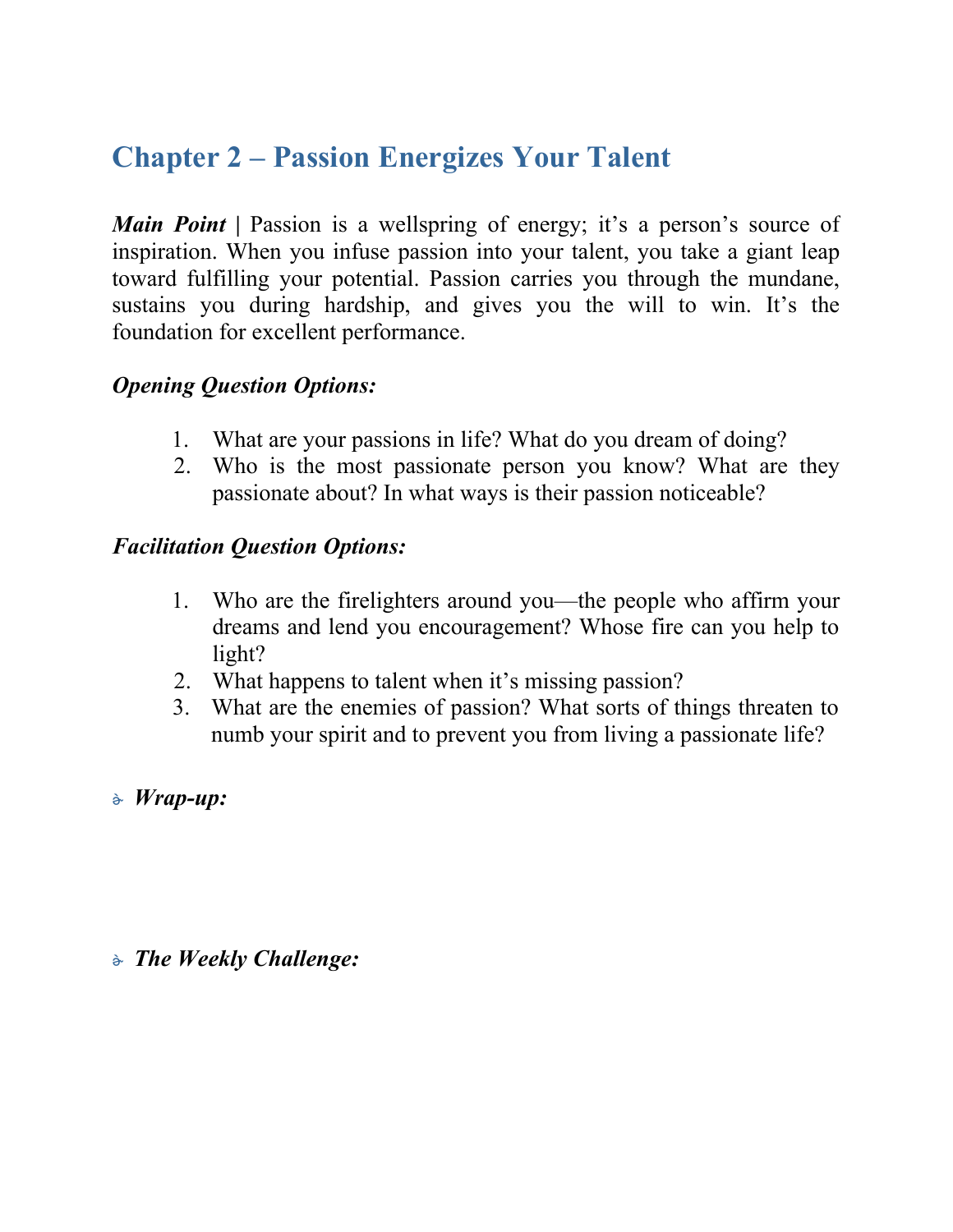## Chapter 2 – Passion Energizes Your Talent

***Main Point*** **|** Passion is a wellspring of energy; it's a person's source of inspiration. When you infuse passion into your talent, you take a giant leap toward fulfilling your potential. Passion carries you through the mundane, sustains you during hardship, and gives you the will to win. It's the foundation for excellent performance.

***Opening Question Options:***

1. What are your passions in life? What do you dream of doing?
2. Who is the most passionate person you know? What are they passionate about? In what ways is their passion noticeable?

***Facilitation Question Options:***

1. Who are the firelighters around you—the people who affirm your dreams and lend you encouragement? Whose fire can you help to light?
2. What happens to talent when it's missing passion?
3. What are the enemies of passion? What sorts of things threaten to numb your spirit and to prevent you from living a passionate life?

- ***Wrap-up:***

- ***The Weekly Challenge:***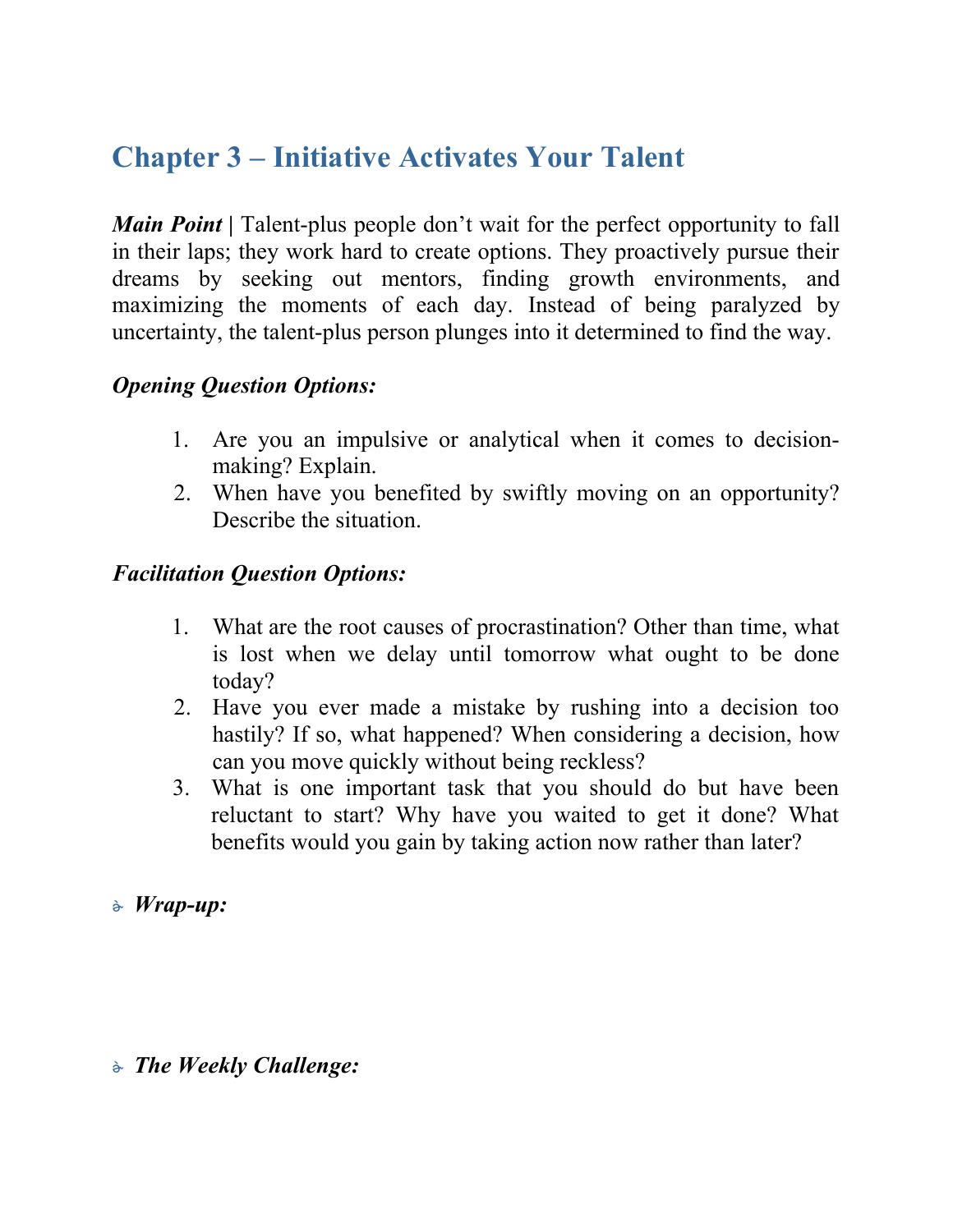## Chapter 3 – Initiative Activates Your Talent

***Main Point*** **|** Talent-plus people don't wait for the perfect opportunity to fall in their laps; they work hard to create options. They proactively pursue their dreams by seeking out mentors, finding growth environments, and maximizing the moments of each day. Instead of being paralyzed by uncertainty, the talent-plus person plunges into it determined to find the way.

***Opening Question Options:***

1. Are you an impulsive or analytical when it comes to decision-making? Explain.
2. When have you benefited by swiftly moving on an opportunity? Describe the situation.

***Facilitation Question Options:***

1. What are the root causes of procrastination? Other than time, what is lost when we delay until tomorrow what ought to be done today?
2. Have you ever made a mistake by rushing into a decision too hastily? If so, what happened? When considering a decision, how can you move quickly without being reckless?
3. What is one important task that you should do but have been reluctant to start? Why have you waited to get it done? What benefits would you gain by taking action now rather than later?

- ***Wrap-up:***

- ***The Weekly Challenge:***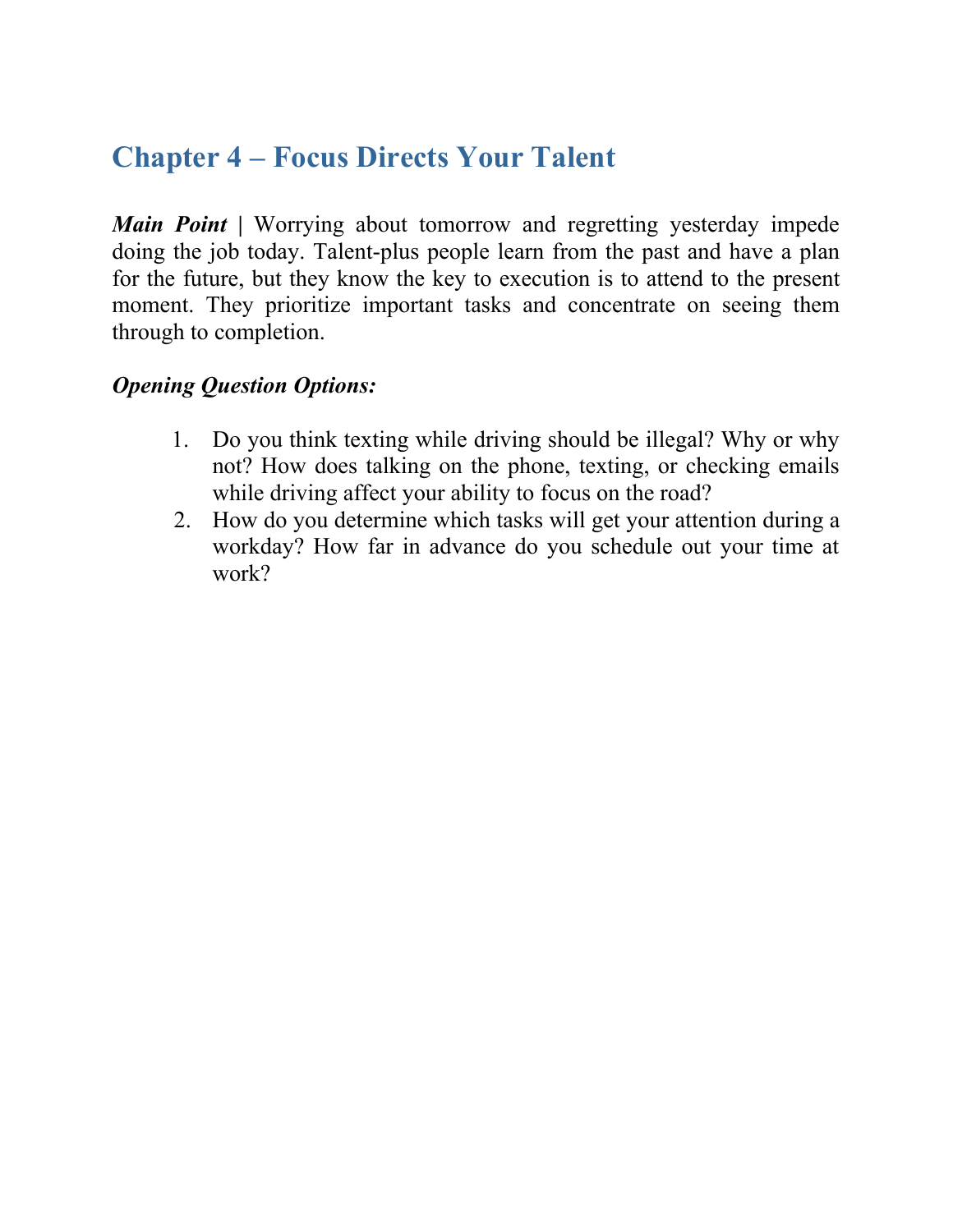## Chapter 4 – Focus Directs Your Talent

***Main Point* |** Worrying about tomorrow and regretting yesterday impede doing the job today. Talent-plus people learn from the past and have a plan for the future, but they know the key to execution is to attend to the present moment. They prioritize important tasks and concentrate on seeing them through to completion.

***Opening Question Options:***

1. Do you think texting while driving should be illegal? Why or why not? How does talking on the phone, texting, or checking emails while driving affect your ability to focus on the road?
2. How do you determine which tasks will get your attention during a workday? How far in advance do you schedule out your time at work?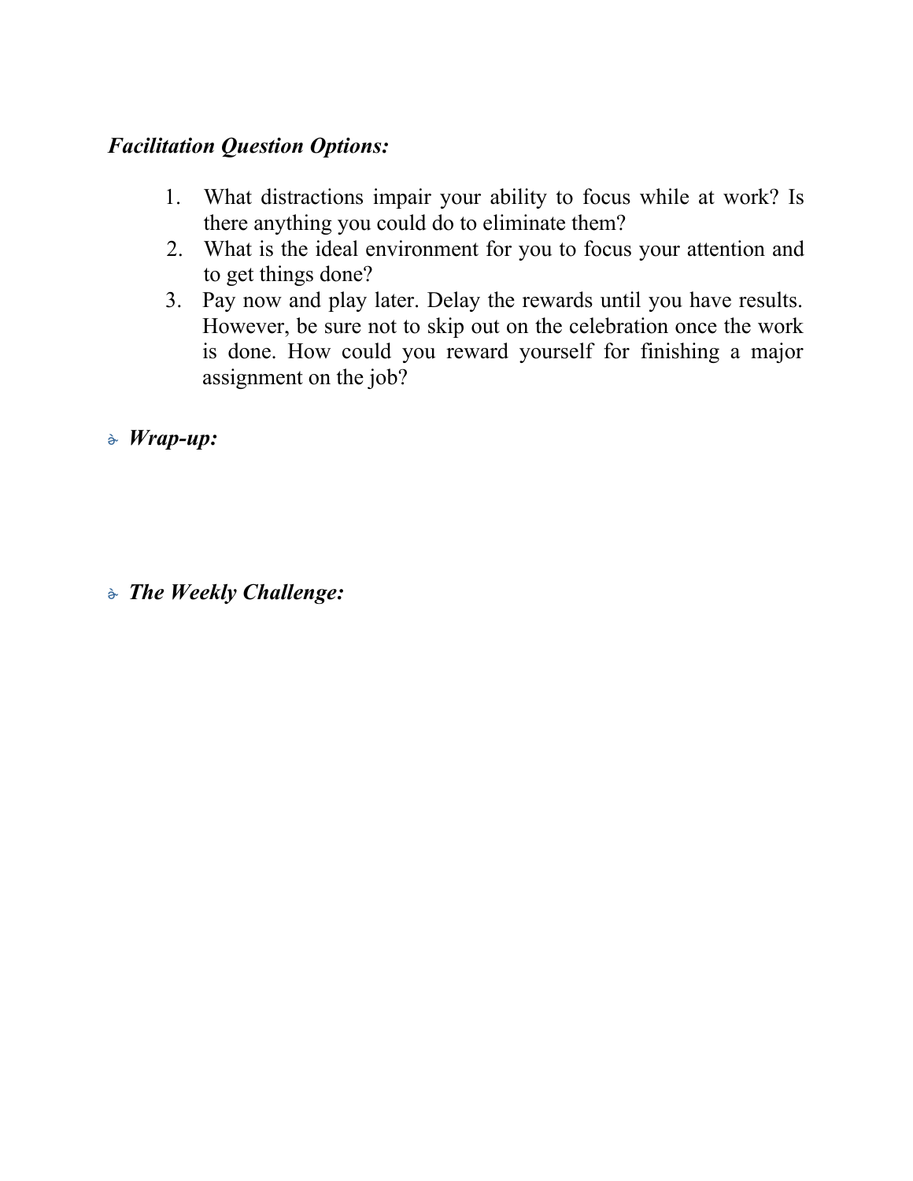***Facilitation Question Options:***

1. What distractions impair your ability to focus while at work? Is there anything you could do to eliminate them?
2. What is the ideal environment for you to focus your attention and to get things done?
3. Pay now and play later. Delay the rewards until you have results. However, be sure not to skip out on the celebration once the work is done. How could you reward yourself for finishing a major assignment on the job?

- ***Wrap-up:***

- ***The Weekly Challenge:***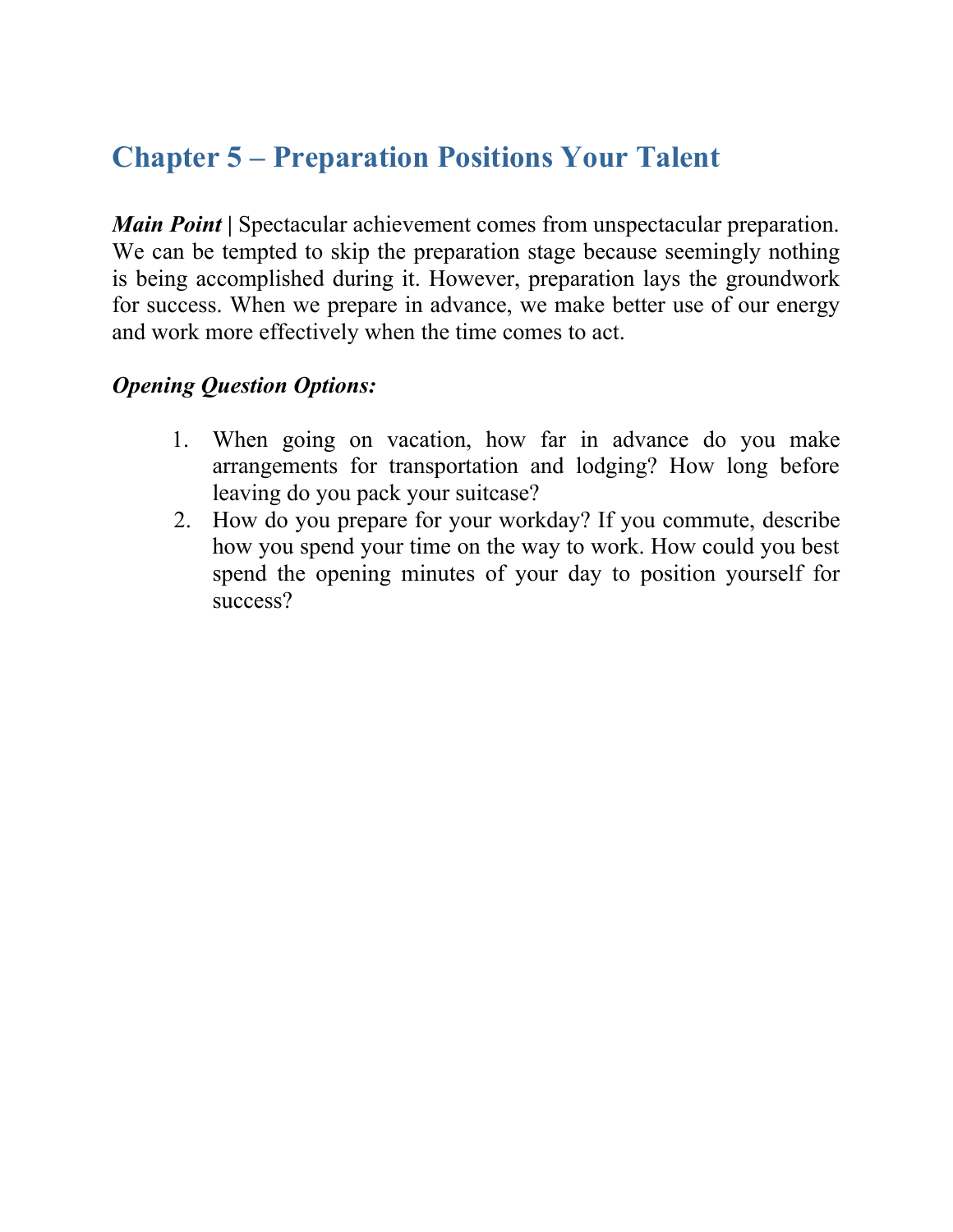## Chapter 5 – Preparation Positions Your Talent

***Main Point*** **|** Spectacular achievement comes from unspectacular preparation. We can be tempted to skip the preparation stage because seemingly nothing is being accomplished during it. However, preparation lays the groundwork for success. When we prepare in advance, we make better use of our energy and work more effectively when the time comes to act.

***Opening Question Options:***

1. When going on vacation, how far in advance do you make arrangements for transportation and lodging? How long before leaving do you pack your suitcase?
2. How do you prepare for your workday? If you commute, describe how you spend your time on the way to work. How could you best spend the opening minutes of your day to position yourself for success?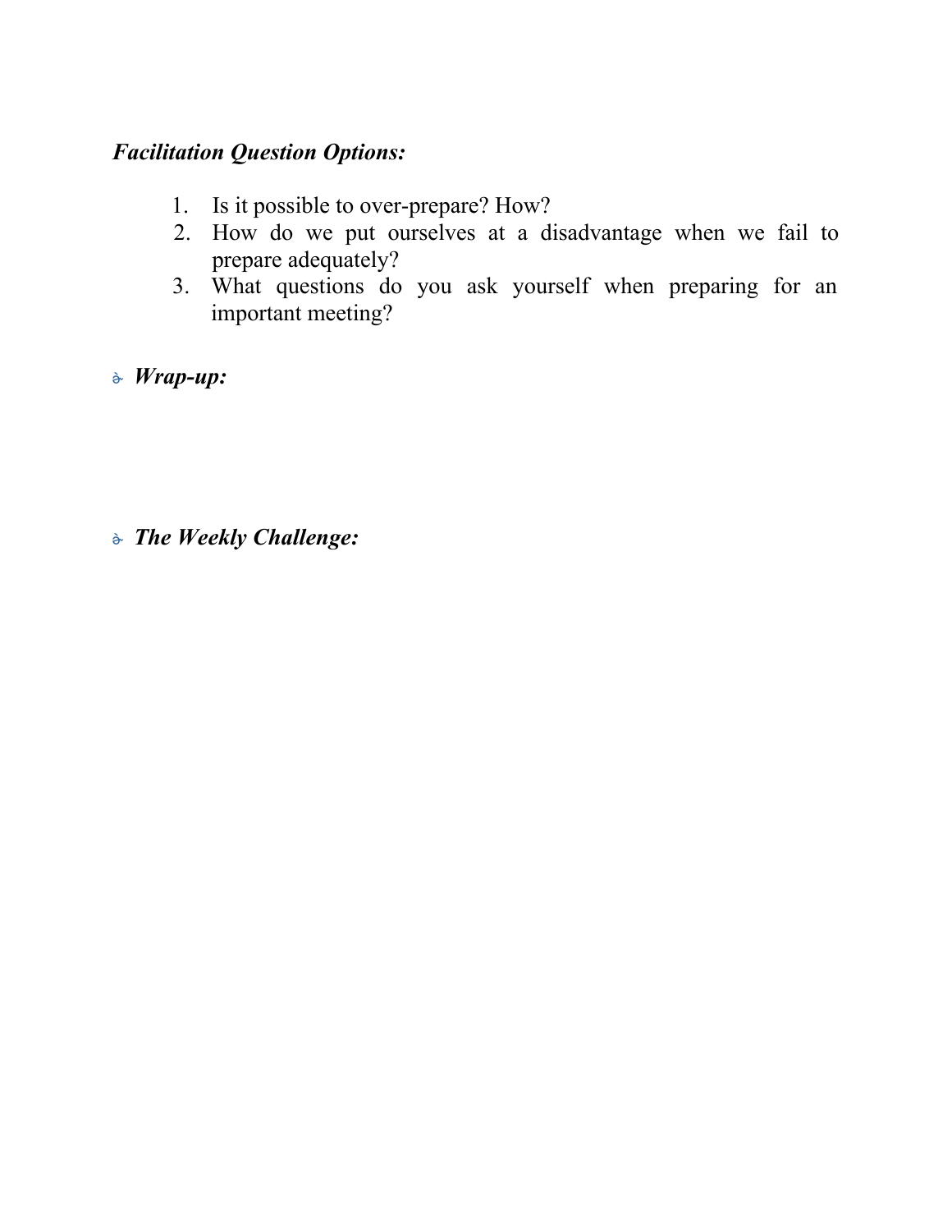***Facilitation Question Options:***

1. Is it possible to over-prepare? How?
2. How do we put ourselves at a disadvantage when we fail to prepare adequately?
3. What questions do you ask yourself when preparing for an important meeting?

- ***Wrap-up:***

- ***The Weekly Challenge:***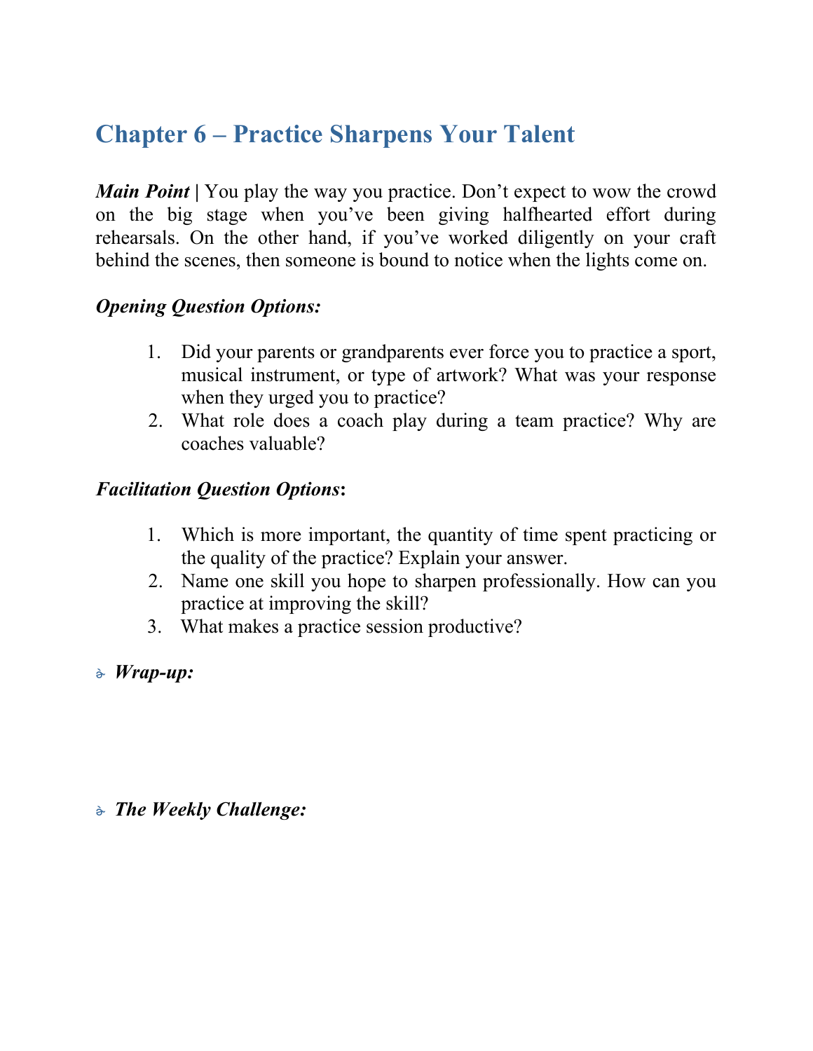# Chapter 6 – Practice Sharpens Your Talent

***Main Point* |** You play the way you practice. Don't expect to wow the crowd on the big stage when you've been giving halfhearted effort during rehearsals. On the other hand, if you've worked diligently on your craft behind the scenes, then someone is bound to notice when the lights come on.

***Opening Question Options:***

1. Did your parents or grandparents ever force you to practice a sport, musical instrument, or type of artwork? What was your response when they urged you to practice?
2. What role does a coach play during a team practice? Why are coaches valuable?

***Facilitation Question Options*:**

1. Which is more important, the quantity of time spent practicing or the quality of the practice? Explain your answer.
2. Name one skill you hope to sharpen professionally. How can you practice at improving the skill?
3. What makes a practice session productive?

- ***Wrap-up:***

- ***The Weekly Challenge:***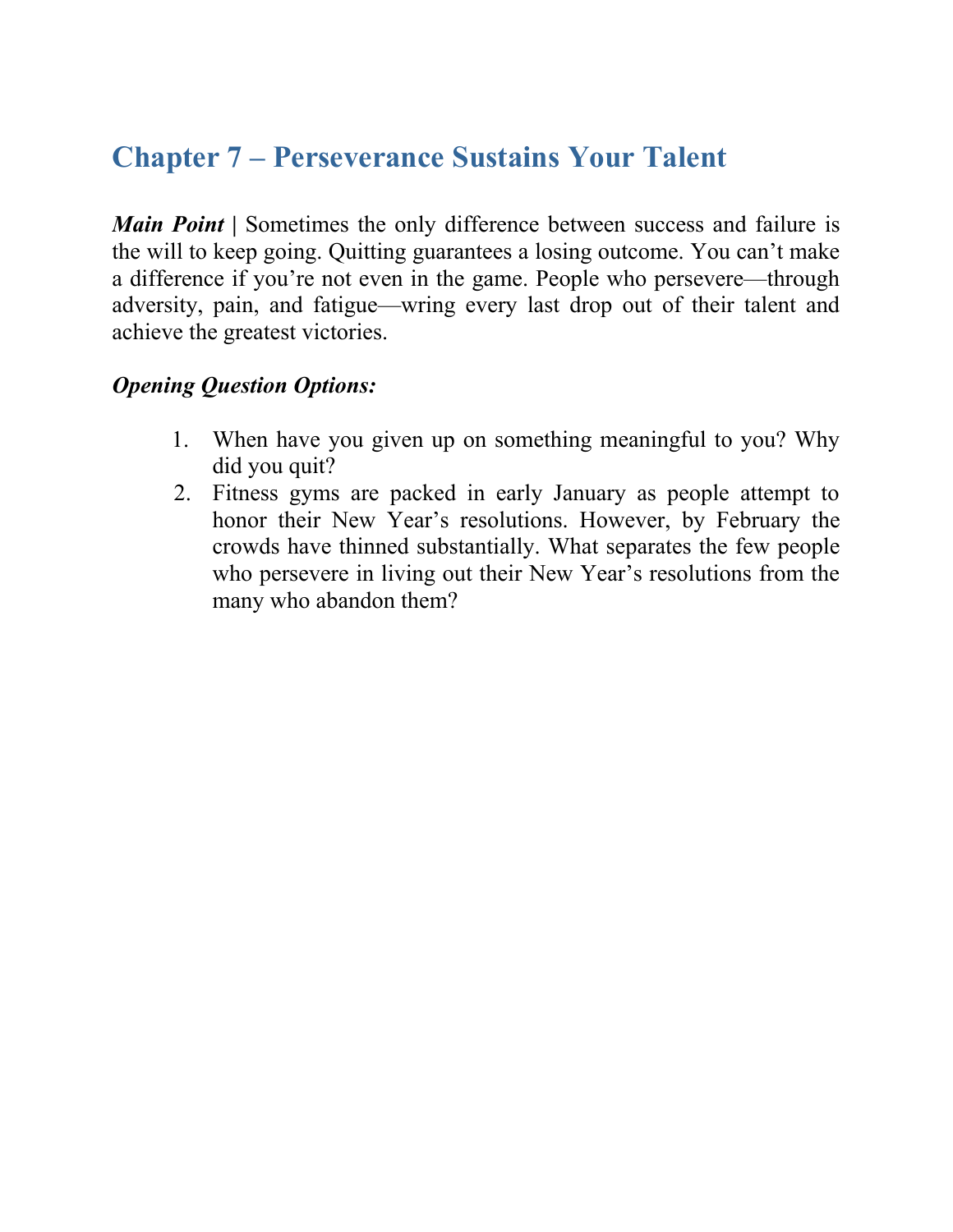## Chapter 7 – Perseverance Sustains Your Talent

***Main Point*** | Sometimes the only difference between success and failure is the will to keep going. Quitting guarantees a losing outcome. You can't make a difference if you're not even in the game. People who persevere—through adversity, pain, and fatigue—wring every last drop out of their talent and achieve the greatest victories.

***Opening Question Options:***

1. When have you given up on something meaningful to you? Why did you quit?
2. Fitness gyms are packed in early January as people attempt to honor their New Year's resolutions. However, by February the crowds have thinned substantially. What separates the few people who persevere in living out their New Year's resolutions from the many who abandon them?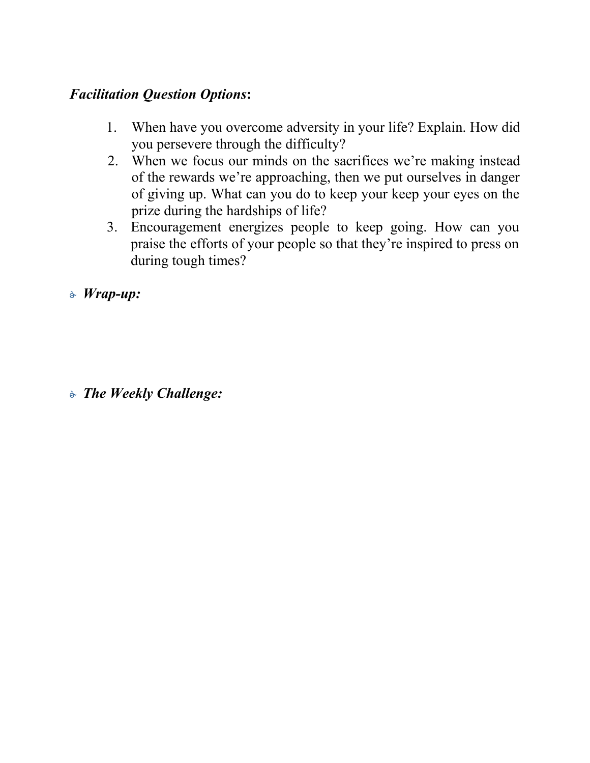***Facilitation Question Options*:**

1. When have you overcome adversity in your life? Explain. How did you persevere through the difficulty?
2. When we focus our minds on the sacrifices we're making instead of the rewards we're approaching, then we put ourselves in danger of giving up. What can you do to keep your keep your eyes on the prize during the hardships of life?
3. Encouragement energizes people to keep going. How can you praise the efforts of your people so that they're inspired to press on during tough times?

- ***Wrap-up:***

- ***The Weekly Challenge:***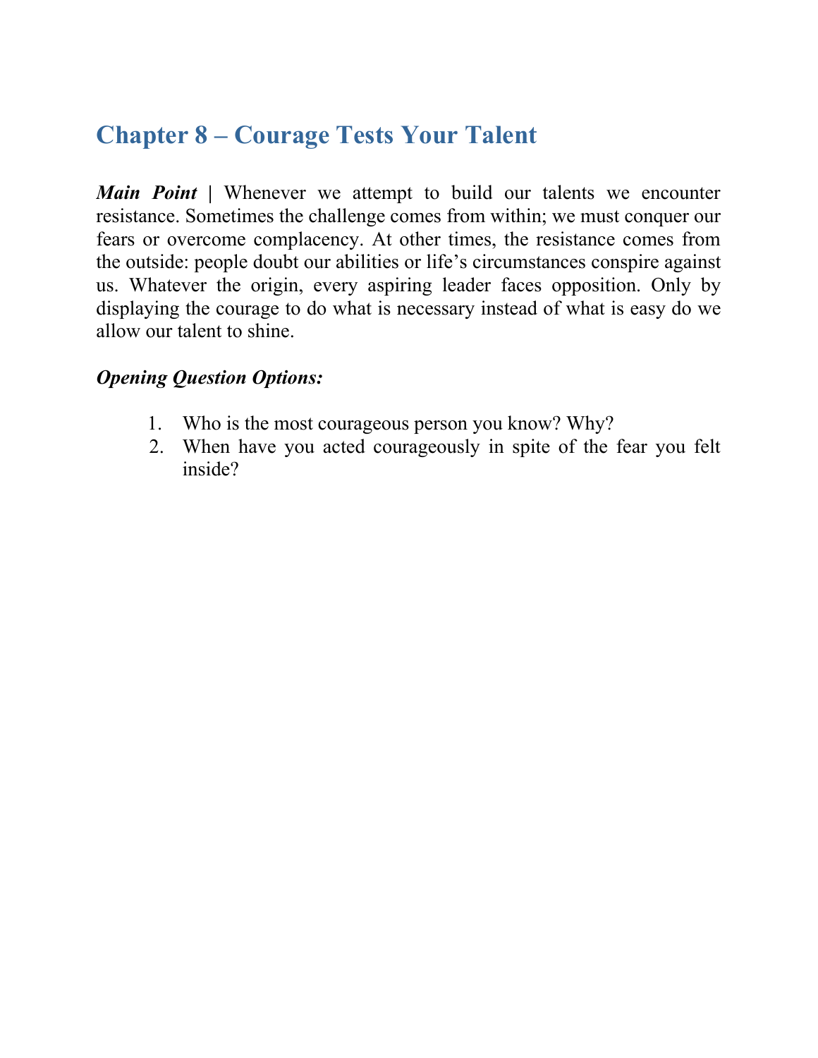## Chapter 8 – Courage Tests Your Talent

***Main Point* |** Whenever we attempt to build our talents we encounter resistance. Sometimes the challenge comes from within; we must conquer our fears or overcome complacency. At other times, the resistance comes from the outside: people doubt our abilities or life's circumstances conspire against us. Whatever the origin, every aspiring leader faces opposition. Only by displaying the courage to do what is necessary instead of what is easy do we allow our talent to shine.

***Opening Question Options:***

1. Who is the most courageous person you know? Why?
2. When have you acted courageously in spite of the fear you felt inside?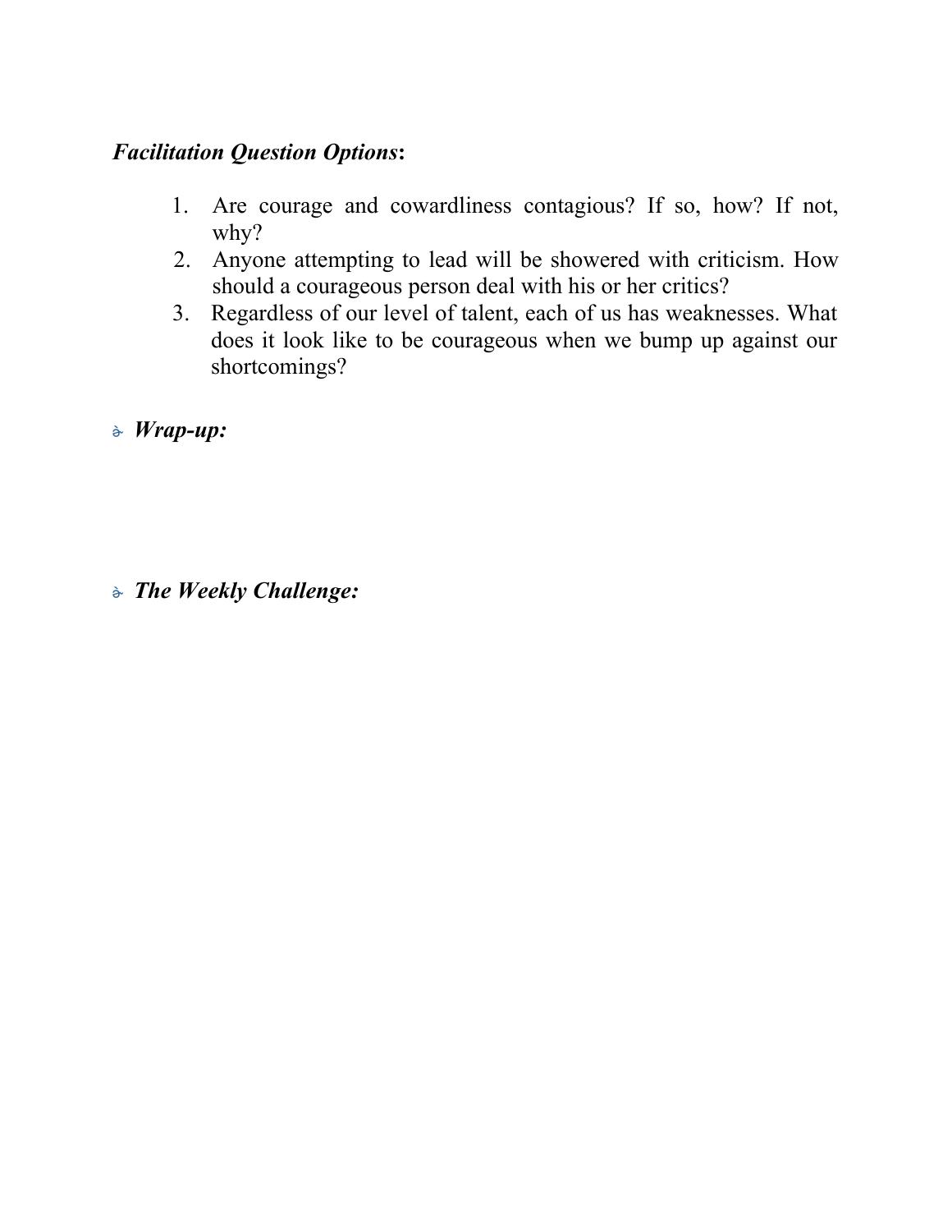***Facilitation Question Options*:**

1. Are courage and cowardliness contagious? If so, how? If not, why?
2. Anyone attempting to lead will be showered with criticism. How should a courageous person deal with his or her critics?
3. Regardless of our level of talent, each of us has weaknesses. What does it look like to be courageous when we bump up against our shortcomings?

- ***Wrap-up:***

- ***The Weekly Challenge:***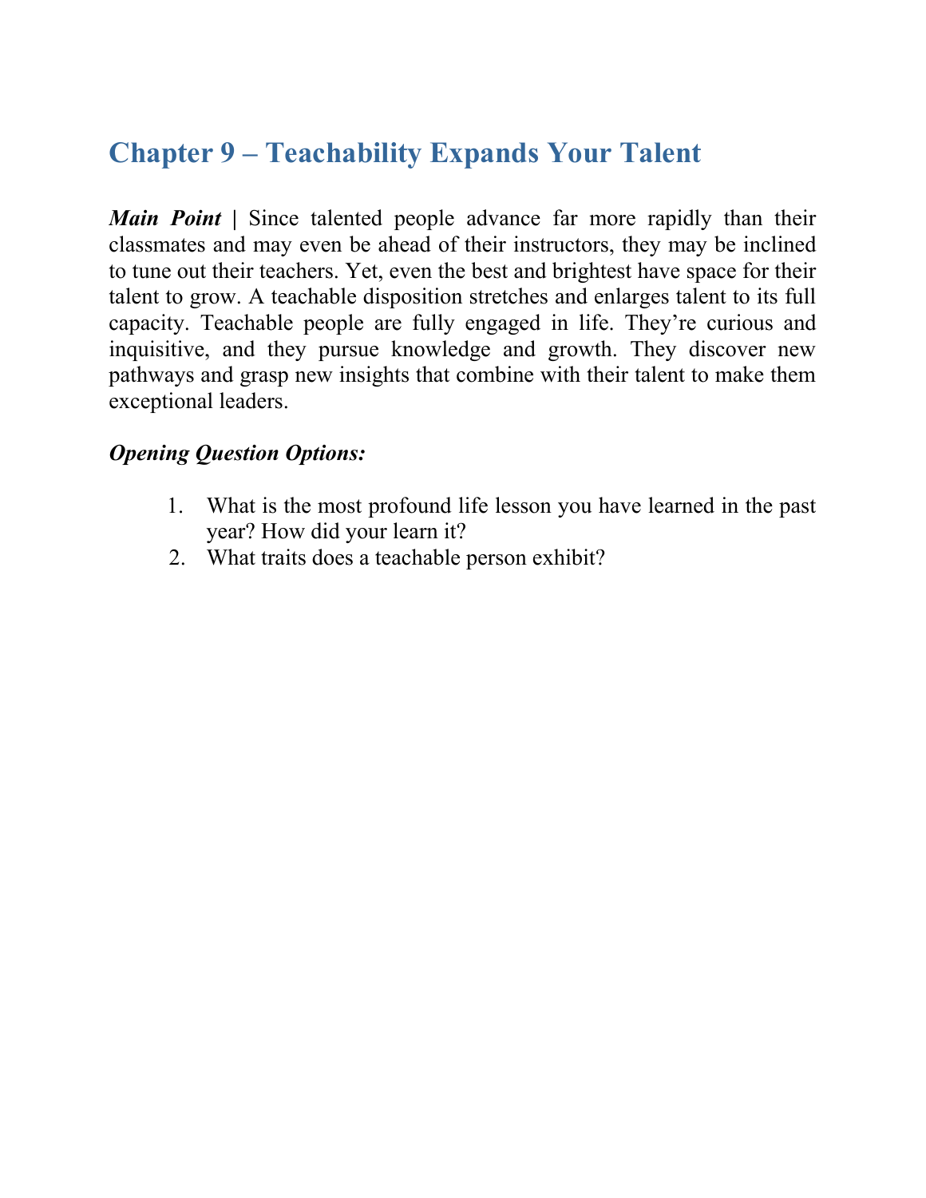## Chapter 9 – Teachability Expands Your Talent

***Main Point*** **|** Since talented people advance far more rapidly than their classmates and may even be ahead of their instructors, they may be inclined to tune out their teachers. Yet, even the best and brightest have space for their talent to grow. A teachable disposition stretches and enlarges talent to its full capacity. Teachable people are fully engaged in life. They're curious and inquisitive, and they pursue knowledge and growth. They discover new pathways and grasp new insights that combine with their talent to make them exceptional leaders.

***Opening Question Options:***

1. What is the most profound life lesson you have learned in the past year? How did your learn it?
2. What traits does a teachable person exhibit?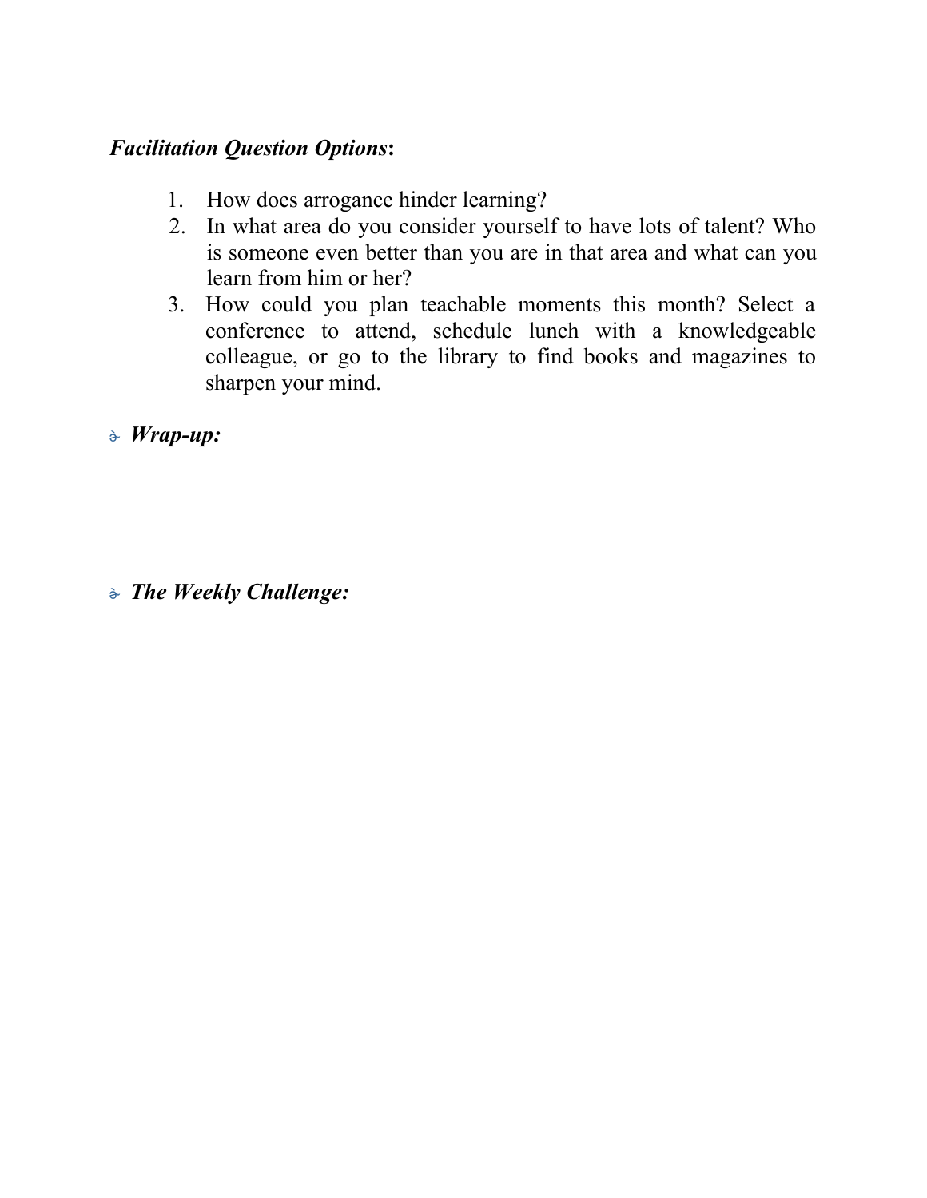***Facilitation Question Options*:**

1. How does arrogance hinder learning?
2. In what area do you consider yourself to have lots of talent? Who is someone even better than you are in that area and what can you learn from him or her?
3. How could you plan teachable moments this month? Select a conference to attend, schedule lunch with a knowledgeable colleague, or go to the library to find books and magazines to sharpen your mind.

- ***Wrap-up:***

- ***The Weekly Challenge:***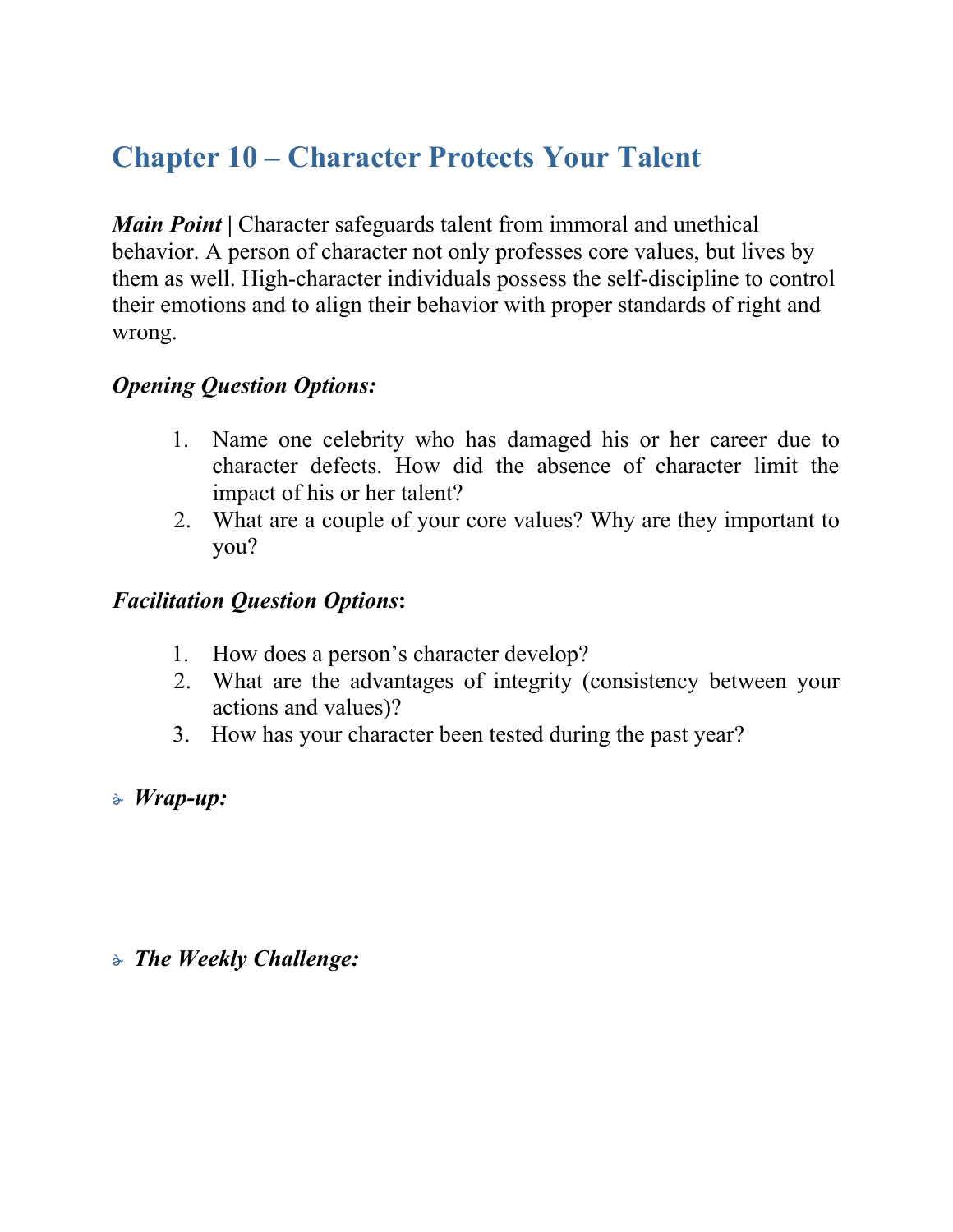# Chapter 10 – Character Protects Your Talent

***Main Point* |** Character safeguards talent from immoral and unethical behavior. A person of character not only professes core values, but lives by them as well. High-character individuals possess the self-discipline to control their emotions and to align their behavior with proper standards of right and wrong.

***Opening Question Options:***

1. Name one celebrity who has damaged his or her career due to character defects. How did the absence of character limit the impact of his or her talent?
2. What are a couple of your core values? Why are they important to you?

***Facilitation Question Options*:**

1. How does a person's character develop?
2. What are the advantages of integrity (consistency between your actions and values)?
3. How has your character been tested during the past year?

- ***Wrap-up:***

- ***The Weekly Challenge:***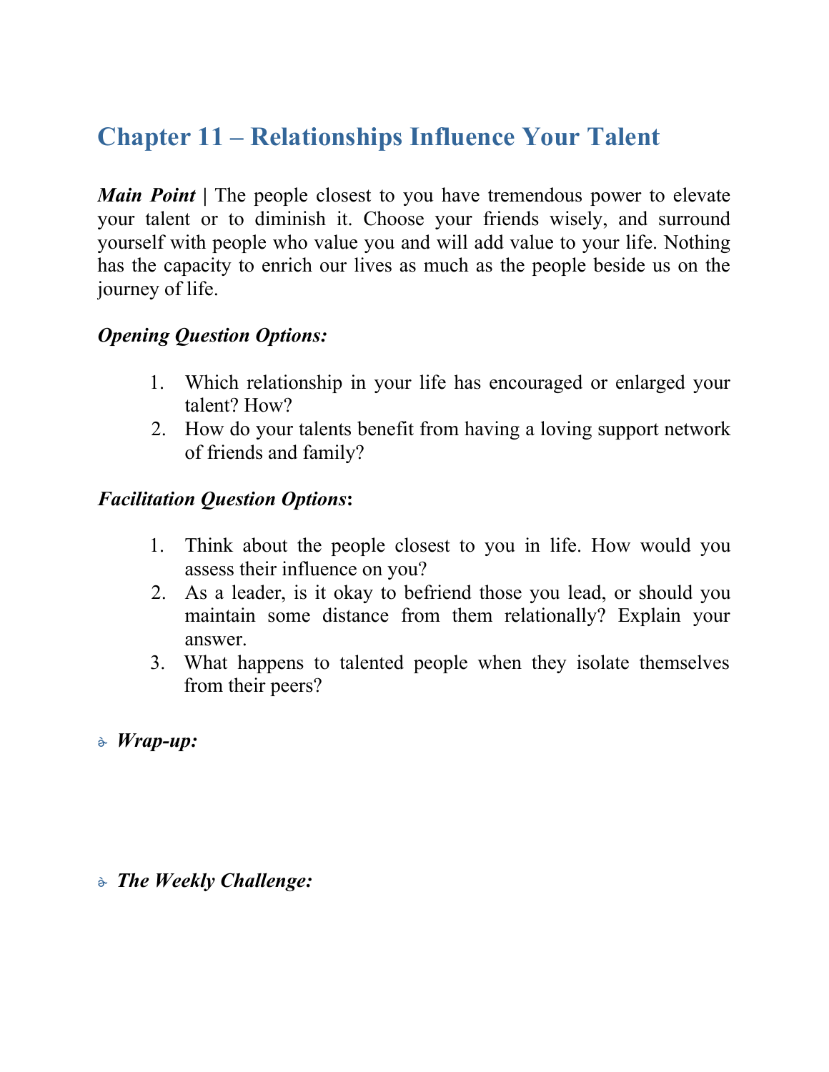## Chapter 11 – Relationships Influence Your Talent

***Main Point* |** The people closest to you have tremendous power to elevate your talent or to diminish it. Choose your friends wisely, and surround yourself with people who value you and will add value to your life. Nothing has the capacity to enrich our lives as much as the people beside us on the journey of life.

***Opening Question Options:***

1. Which relationship in your life has encouraged or enlarged your talent? How?
2. How do your talents benefit from having a loving support network of friends and family?

***Facilitation Question Options*:**

1. Think about the people closest to you in life. How would you assess their influence on you?
2. As a leader, is it okay to befriend those you lead, or should you maintain some distance from them relationally? Explain your answer.
3. What happens to talented people when they isolate themselves from their peers?

- ***Wrap-up:***

- ***The Weekly Challenge:***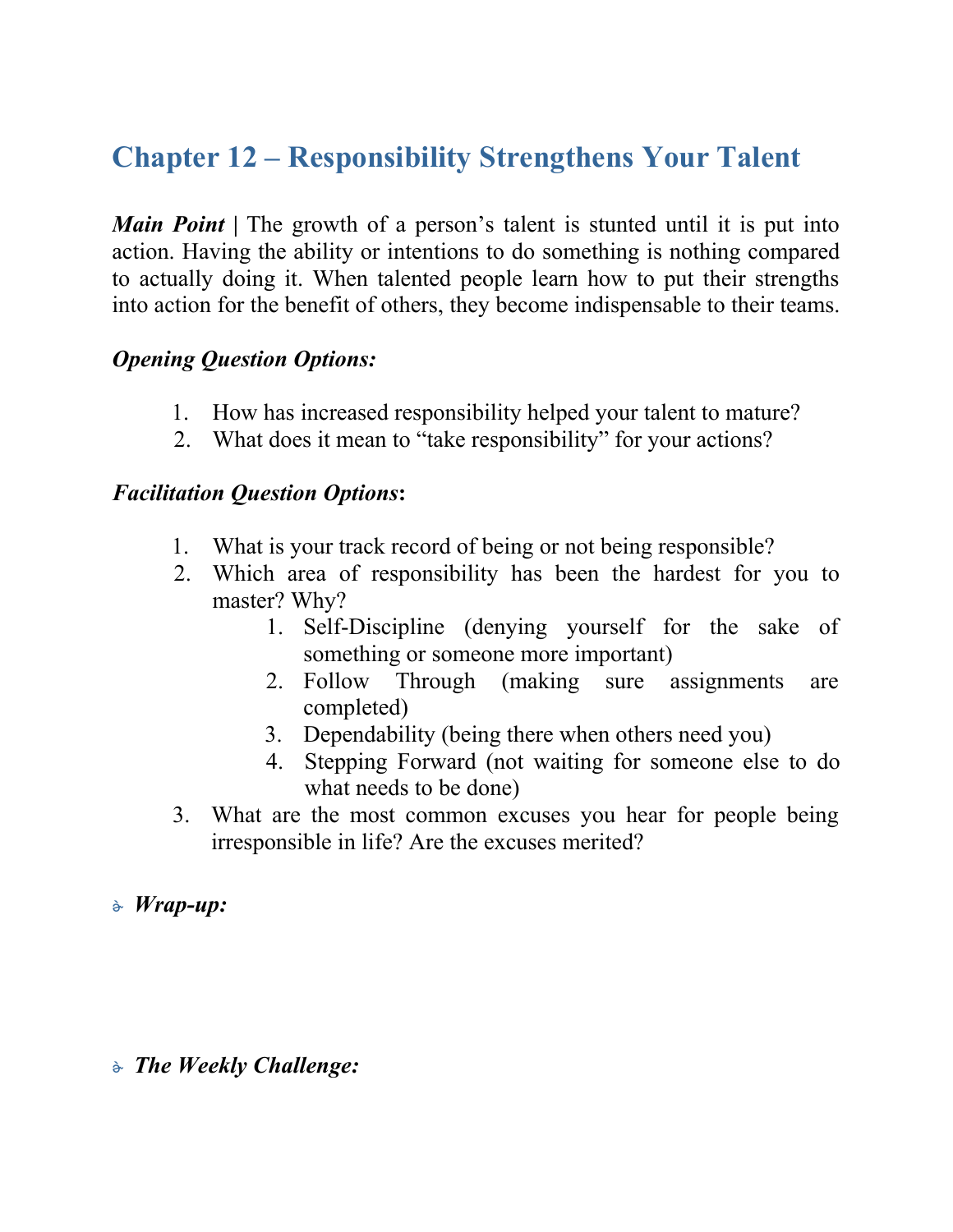# Chapter 12 – Responsibility Strengthens Your Talent

***Main Point |*** The growth of a person's talent is stunted until it is put into action. Having the ability or intentions to do something is nothing compared to actually doing it. When talented people learn how to put their strengths into action for the benefit of others, they become indispensable to their teams.

***Opening Question Options:***

1. How has increased responsibility helped your talent to mature?
2. What does it mean to "take responsibility" for your actions?

***Facilitation Question Options*:**

1. What is your track record of being or not being responsible?
2. Which area of responsibility has been the hardest for you to master? Why?
    1. Self-Discipline (denying yourself for the sake of something or someone more important)
    2. Follow Through (making sure assignments are completed)
    3. Dependability (being there when others need you)
    4. Stepping Forward (not waiting for someone else to do what needs to be done)
3. What are the most common excuses you hear for people being irresponsible in life? Are the excuses merited?

- ***Wrap-up:***

- ***The Weekly Challenge:***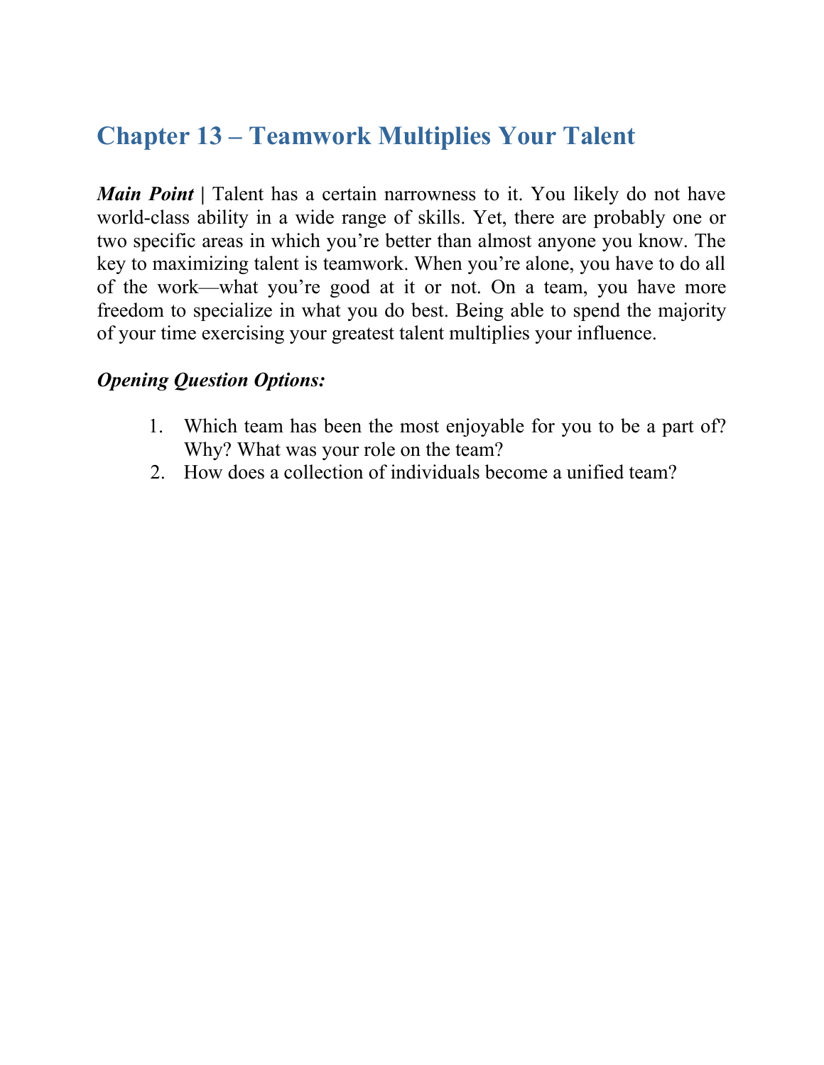## Chapter 13 – Teamwork Multiplies Your Talent

***Main Point*** **|** Talent has a certain narrowness to it. You likely do not have world-class ability in a wide range of skills. Yet, there are probably one or two specific areas in which you're better than almost anyone you know. The key to maximizing talent is teamwork. When you're alone, you have to do all of the work—what you're good at it or not. On a team, you have more freedom to specialize in what you do best. Being able to spend the majority of your time exercising your greatest talent multiplies your influence.

***Opening Question Options:***

1. Which team has been the most enjoyable for you to be a part of? Why? What was your role on the team?
2. How does a collection of individuals become a unified team?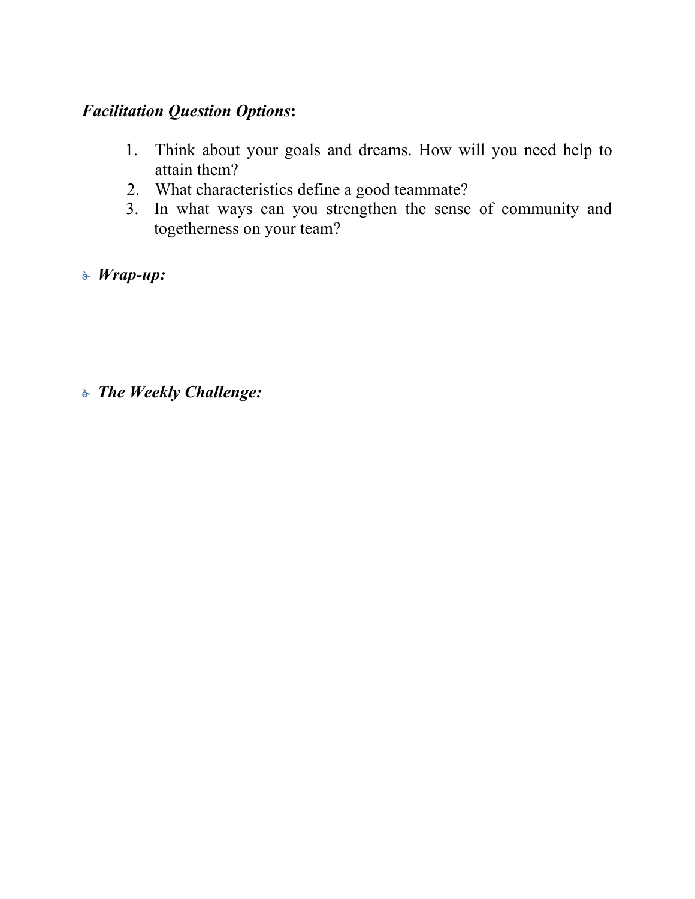***Facilitation Question Options*:**

1. Think about your goals and dreams. How will you need help to attain them?
2. What characteristics define a good teammate?
3. In what ways can you strengthen the sense of community and togetherness on your team?

- ***Wrap-up:***

- ***The Weekly Challenge:***